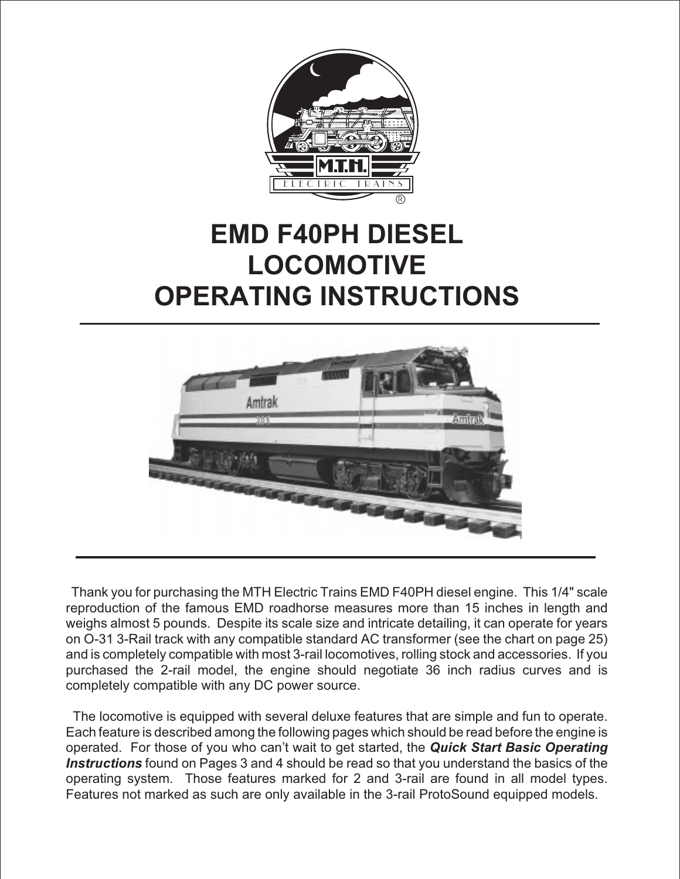# EMD F40PH DIESEL LOCOMOTIVE OPERATING INSTRUCTIONS

Thank you for purchasing the MTH Electric Trains EMD F40PH diesel engine. This 1/4" scale reproduction of the famous EMD roadhorse measures more than 15 inches in length and weighs almost 5 pounds. Despite its scale size and intricate detailing, it can operate for years on O-31 3-Rail track with any compatible standard AC transformer (see the chart on page 25) and is completely compatible with most 3-rail locomotives, rolling stock and accessories. If you purchased the 2-rail model, the engine should negotiate 36 inch radius curves and is completely compatible with any DC power source.

The locomotive is equipped with several deluxe features that are simple and fun to operate. Each feature is described among the following pages which should be read before the engine is operated. For those of you who can't wait to get started, the ***Quick Start Basic Operating Instructions*** found on Pages 3 and 4 should be read so that you understand the basics of the operating system. Those features marked for 2 and 3-rail are found in all model types. Features not marked as such are only available in the 3-rail ProtoSound equipped models.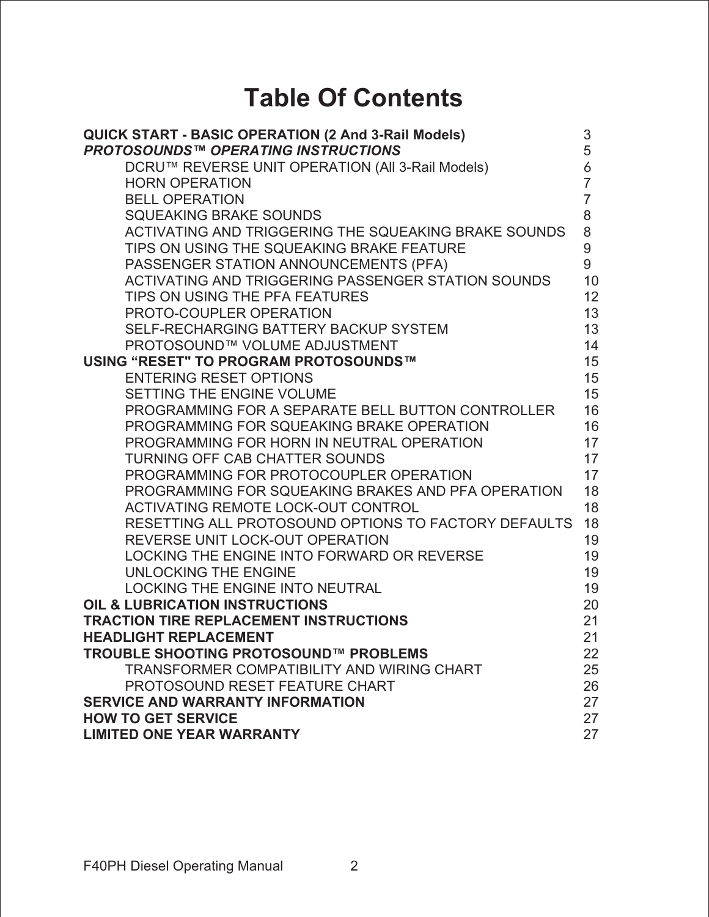# Table Of Contents

| | |
|---|---|
| **QUICK START - BASIC OPERATION (2 And 3-Rail Models)** | 3 |
| ***PROTOSOUNDS™ OPERATING INSTRUCTIONS*** | 5 |
| DCRU™ REVERSE UNIT OPERATION (All 3-Rail Models) | 6 |
| HORN OPERATION | 7 |
| BELL OPERATION | 7 |
| SQUEAKING BRAKE SOUNDS | 8 |
| ACTIVATING AND TRIGGERING THE SQUEAKING BRAKE SOUNDS | 8 |
| TIPS ON USING THE SQUEAKING BRAKE FEATURE | 9 |
| PASSENGER STATION ANNOUNCEMENTS (PFA) | 9 |
| ACTIVATING AND TRIGGERING PASSENGER STATION SOUNDS | 10 |
| TIPS ON USING THE PFA FEATURES | 12 |
| PROTO-COUPLER OPERATION | 13 |
| SELF-RECHARGING BATTERY BACKUP SYSTEM | 13 |
| PROTOSOUND™ VOLUME ADJUSTMENT | 14 |
| **USING "RESET" TO PROGRAM PROTOSOUNDS™** | 15 |
| ENTERING RESET OPTIONS | 15 |
| SETTING THE ENGINE VOLUME | 15 |
| PROGRAMMING FOR A SEPARATE BELL BUTTON CONTROLLER | 16 |
| PROGRAMMING FOR SQUEAKING BRAKE OPERATION | 16 |
| PROGRAMMING FOR HORN IN NEUTRAL OPERATION | 17 |
| TURNING OFF CAB CHATTER SOUNDS | 17 |
| PROGRAMMING FOR PROTOCOUPLER OPERATION | 17 |
| PROGRAMMING FOR SQUEAKING BRAKES AND PFA OPERATION | 18 |
| ACTIVATING REMOTE LOCK-OUT CONTROL | 18 |
| RESETTING ALL PROTOSOUND OPTIONS TO FACTORY DEFAULTS | 18 |
| REVERSE UNIT LOCK-OUT OPERATION | 19 |
| LOCKING THE ENGINE INTO FORWARD OR REVERSE | 19 |
| UNLOCKING THE ENGINE | 19 |
| LOCKING THE ENGINE INTO NEUTRAL | 19 |
| **OIL & LUBRICATION INSTRUCTIONS** | 20 |
| **TRACTION TIRE REPLACEMENT INSTRUCTIONS** | 21 |
| **HEADLIGHT REPLACEMENT** | 21 |
| **TROUBLE SHOOTING PROTOSOUND™ PROBLEMS** | 22 |
| TRANSFORMER COMPATIBILITY AND WIRING CHART | 25 |
| PROTOSOUND RESET FEATURE CHART | 26 |
| **SERVICE AND WARRANTY INFORMATION** | 27 |
| **HOW TO GET SERVICE** | 27 |
| **LIMITED ONE YEAR WARRANTY** | 27 |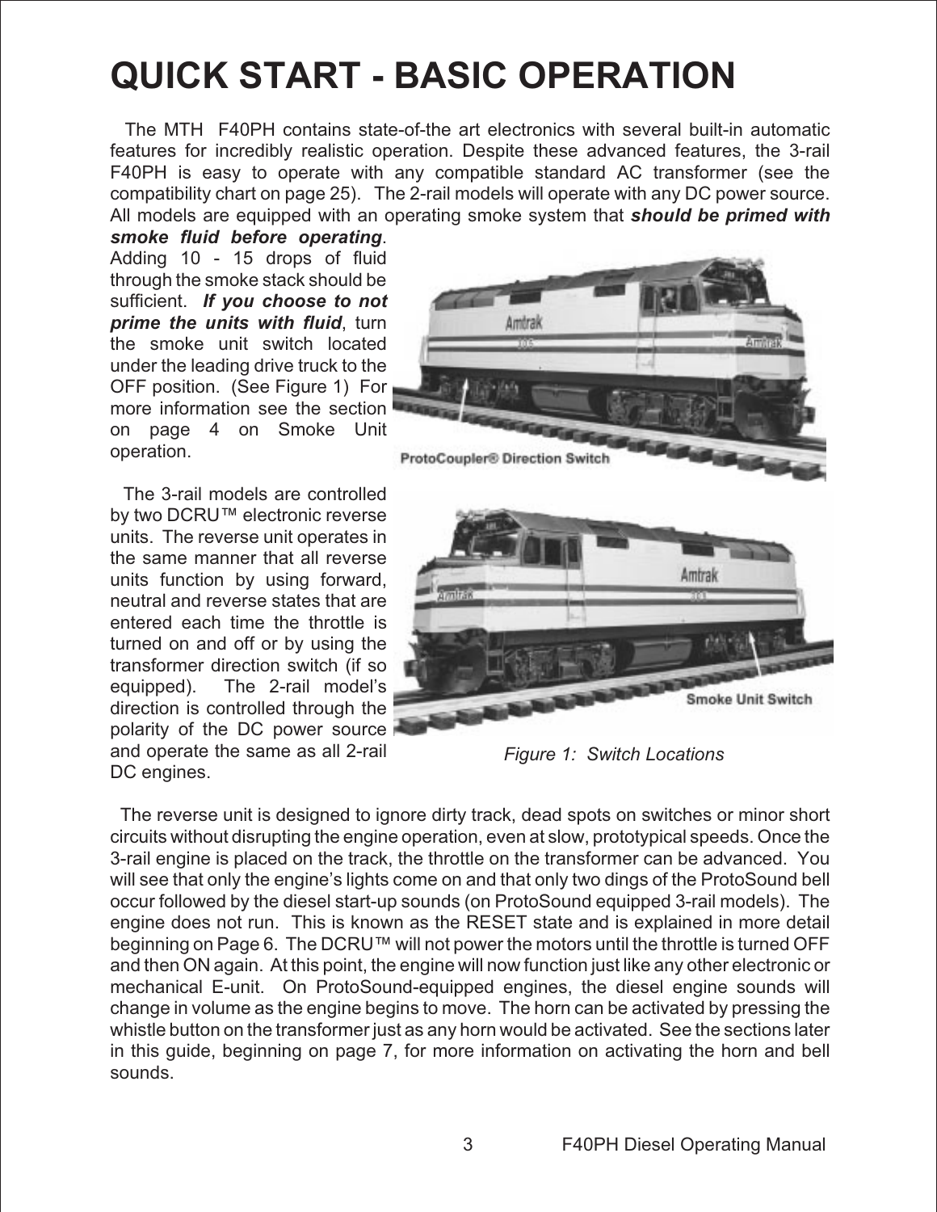# QUICK START - BASIC OPERATION

The MTH F40PH contains state-of-the art electronics with several built-in automatic features for incredibly realistic operation. Despite these advanced features, the 3-rail F40PH is easy to operate with any compatible standard AC transformer (see the compatibility chart on page 25). The 2-rail models will operate with any DC power source. All models are equipped with an operating smoke system that ***should be primed with smoke fluid before operating***. Adding 10 - 15 drops of fluid through the smoke stack should be sufficient. ***If you choose to not prime the units with fluid***, turn the smoke unit switch located under the leading drive truck to the OFF position. (See Figure 1) For more information see the section on page 4 on Smoke Unit operation.

The 3-rail models are controlled by two DCRU™ electronic reverse units. The reverse unit operates in the same manner that all reverse units function by using forward, neutral and reverse states that are entered each time the throttle is turned on and off or by using the transformer direction switch (if so equipped). The 2-rail model's direction is controlled through the polarity of the DC power source and operate the same as all 2-rail DC engines.

ProtoCoupler® Direction Switch

Smoke Unit Switch

*Figure 1: Switch Locations*

The reverse unit is designed to ignore dirty track, dead spots on switches or minor short circuits without disrupting the engine operation, even at slow, prototypical speeds. Once the 3-rail engine is placed on the track, the throttle on the transformer can be advanced. You will see that only the engine's lights come on and that only two dings of the ProtoSound bell occur followed by the diesel start-up sounds (on ProtoSound equipped 3-rail models). The engine does not run. This is known as the RESET state and is explained in more detail beginning on Page 6. The DCRU™ will not power the motors until the throttle is turned OFF and then ON again. At this point, the engine will now function just like any other electronic or mechanical E-unit. On ProtoSound-equipped engines, the diesel engine sounds will change in volume as the engine begins to move. The horn can be activated by pressing the whistle button on the transformer just as any horn would be activated. See the sections later in this guide, beginning on page 7, for more information on activating the horn and bell sounds.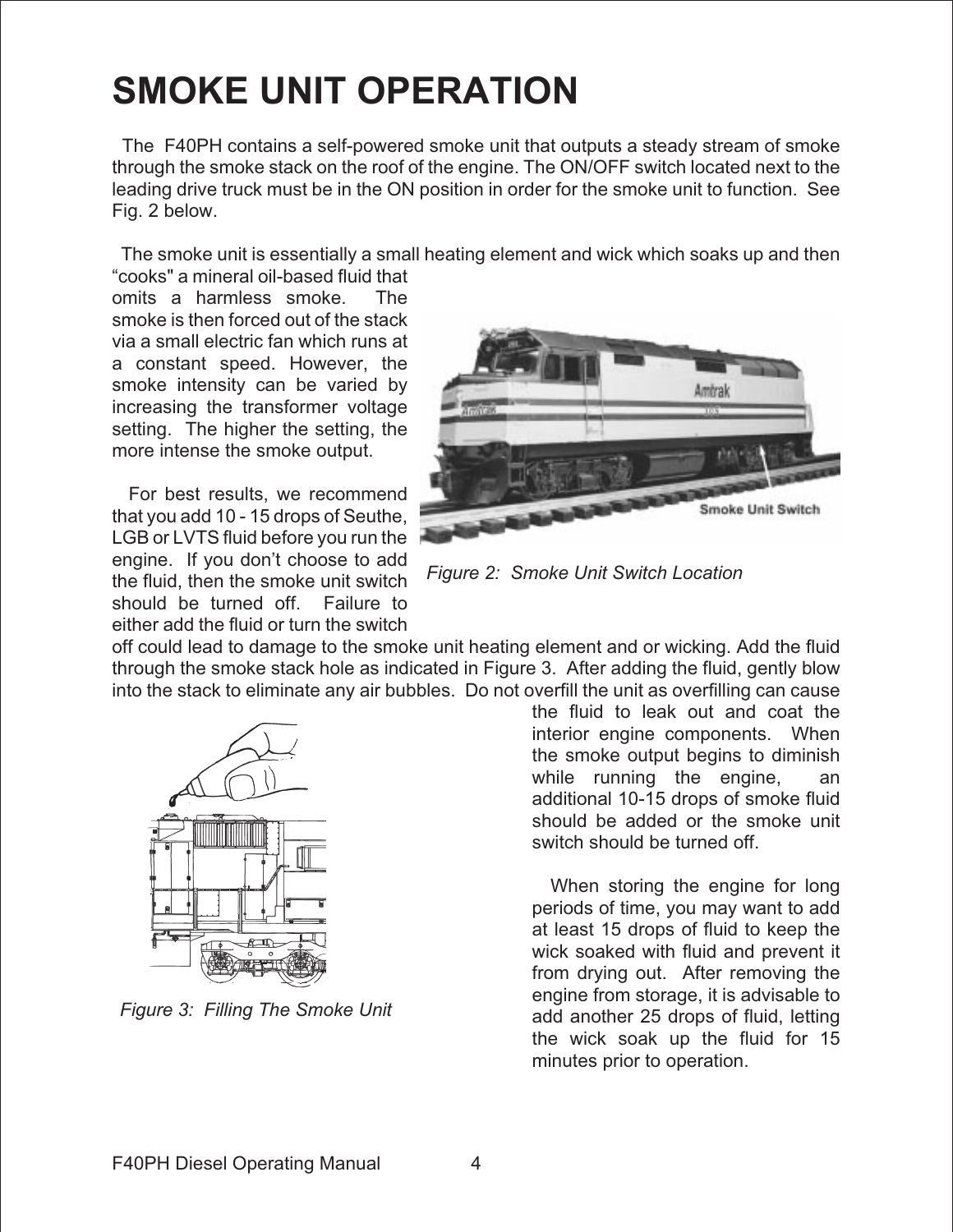# SMOKE UNIT OPERATION

The F40PH contains a self-powered smoke unit that outputs a steady stream of smoke through the smoke stack on the roof of the engine. The ON/OFF switch located next to the leading drive truck must be in the ON position in order for the smoke unit to function. See Fig. 2 below.

The smoke unit is essentially a small heating element and wick which soaks up and then "cooks" a mineral oil-based fluid that omits a harmless smoke. The smoke is then forced out of the stack via a small electric fan which runs at a constant speed. However, the smoke intensity can be varied by increasing the transformer voltage setting. The higher the setting, the more intense the smoke output.

*Figure 2: Smoke Unit Switch Location*

For best results, we recommend that you add 10 - 15 drops of Seuthe, LGB or LVTS fluid before you run the engine. If you don't choose to add the fluid, then the smoke unit switch should be turned off. Failure to either add the fluid or turn the switch off could lead to damage to the smoke unit heating element and or wicking. Add the fluid through the smoke stack hole as indicated in Figure 3. After adding the fluid, gently blow into the stack to eliminate any air bubbles. Do not overfill the unit as overfilling can cause the fluid to leak out and coat the interior engine components. When the smoke output begins to diminish while running the engine, an additional 10-15 drops of smoke fluid should be added or the smoke unit switch should be turned off.

*Figure 3: Filling The Smoke Unit*

When storing the engine for long periods of time, you may want to add at least 15 drops of fluid to keep the wick soaked with fluid and prevent it from drying out. After removing the engine from storage, it is advisable to add another 25 drops of fluid, letting the wick soak up the fluid for 15 minutes prior to operation.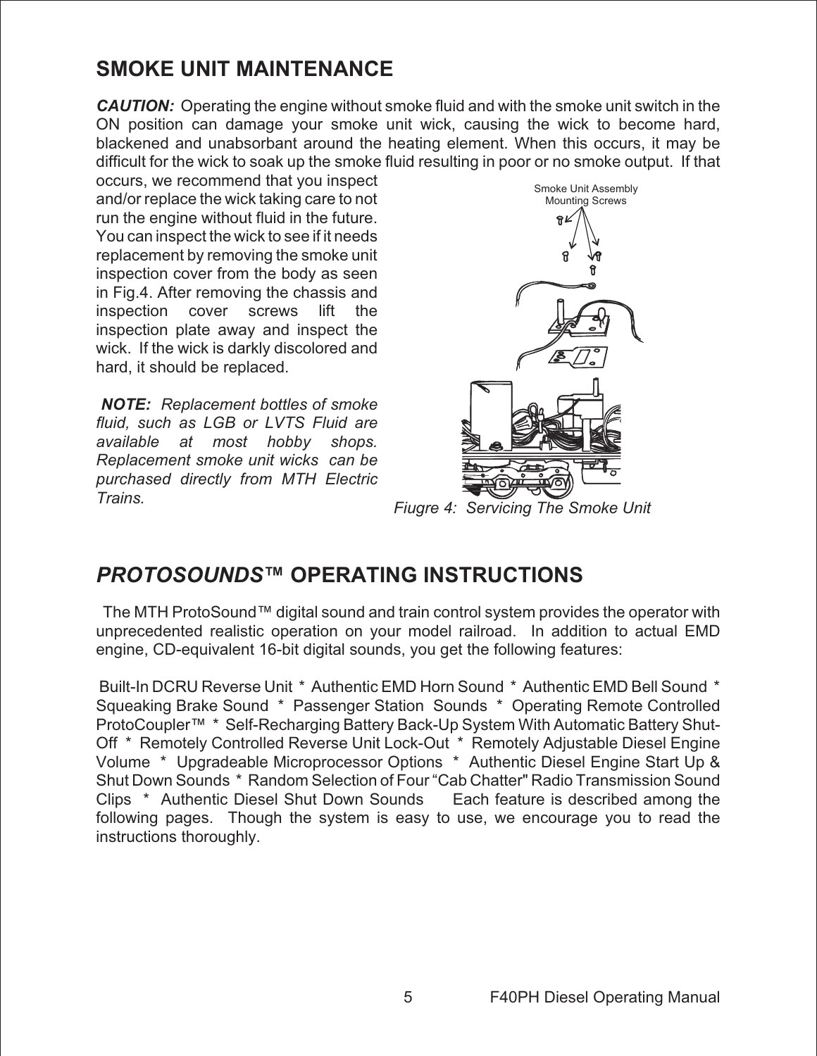## SMOKE UNIT MAINTENANCE

***CAUTION:*** Operating the engine without smoke fluid and with the smoke unit switch in the ON position can damage your smoke unit wick, causing the wick to become hard, blackened and unabsorbant around the heating element. When this occurs, it may be difficult for the wick to soak up the smoke fluid resulting in poor or no smoke output. If that occurs, we recommend that you inspect and/or replace the wick taking care to not run the engine without fluid in the future. You can inspect the wick to see if it needs replacement by removing the smoke unit inspection cover from the body as seen in Fig.4. After removing the chassis and inspection cover screws lift the inspection plate away and inspect the wick. If the wick is darkly discolored and hard, it should be replaced.

***NOTE:*** *Replacement bottles of smoke fluid, such as LGB or LVTS Fluid are available at most hobby shops. Replacement smoke unit wicks can be purchased directly from MTH Electric Trains.*

Smoke Unit Assembly Mounting Screws

*Fiugre 4: Servicing The Smoke Unit*

## *PROTOSOUNDS™* OPERATING INSTRUCTIONS

The MTH ProtoSound™ digital sound and train control system provides the operator with unprecedented realistic operation on your model railroad. In addition to actual EMD engine, CD-equivalent 16-bit digital sounds, you get the following features:

Built-In DCRU Reverse Unit * Authentic EMD Horn Sound * Authentic EMD Bell Sound * Squeaking Brake Sound * Passenger Station Sounds * Operating Remote Controlled ProtoCoupler™ * Self-Recharging Battery Back-Up System With Automatic Battery Shut-Off * Remotely Controlled Reverse Unit Lock-Out * Remotely Adjustable Diesel Engine Volume * Upgradeable Microprocessor Options * Authentic Diesel Engine Start Up & Shut Down Sounds * Random Selection of Four "Cab Chatter" Radio Transmission Sound Clips * Authentic Diesel Shut Down Sounds Each feature is described among the following pages. Though the system is easy to use, we encourage you to read the instructions thoroughly.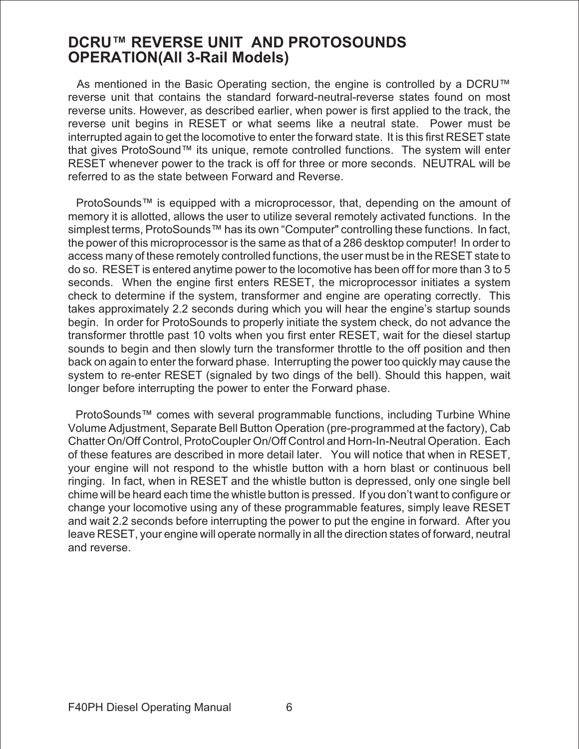## DCRU™ REVERSE UNIT AND PROTOSOUNDS OPERATION(All 3-Rail Models)

As mentioned in the Basic Operating section, the engine is controlled by a DCRU™ reverse unit that contains the standard forward-neutral-reverse states found on most reverse units. However, as described earlier, when power is first applied to the track, the reverse unit begins in RESET or what seems like a neutral state. Power must be interrupted again to get the locomotive to enter the forward state. It is this first RESET state that gives ProtoSound™ its unique, remote controlled functions. The system will enter RESET whenever power to the track is off for three or more seconds. NEUTRAL will be referred to as the state between Forward and Reverse.

ProtoSounds™ is equipped with a microprocessor, that, depending on the amount of memory it is allotted, allows the user to utilize several remotely activated functions. In the simplest terms, ProtoSounds™ has its own "Computer" controlling these functions. In fact, the power of this microprocessor is the same as that of a 286 desktop computer! In order to access many of these remotely controlled functions, the user must be in the RESET state to do so. RESET is entered anytime power to the locomotive has been off for more than 3 to 5 seconds. When the engine first enters RESET, the microprocessor initiates a system check to determine if the system, transformer and engine are operating correctly. This takes approximately 2.2 seconds during which you will hear the engine's startup sounds begin. In order for ProtoSounds to properly initiate the system check, do not advance the transformer throttle past 10 volts when you first enter RESET, wait for the diesel startup sounds to begin and then slowly turn the transformer throttle to the off position and then back on again to enter the forward phase. Interrupting the power too quickly may cause the system to re-enter RESET (signaled by two dings of the bell). Should this happen, wait longer before interrupting the power to enter the Forward phase.

ProtoSounds™ comes with several programmable functions, including Turbine Whine Volume Adjustment, Separate Bell Button Operation (pre-programmed at the factory), Cab Chatter On/Off Control, ProtoCoupler On/Off Control and Horn-In-Neutral Operation. Each of these features are described in more detail later. You will notice that when in RESET, your engine will not respond to the whistle button with a horn blast or continuous bell ringing. In fact, when in RESET and the whistle button is depressed, only one single bell chime will be heard each time the whistle button is pressed. If you don't want to configure or change your locomotive using any of these programmable features, simply leave RESET and wait 2.2 seconds before interrupting the power to put the engine in forward. After you leave RESET, your engine will operate normally in all the direction states of forward, neutral and reverse.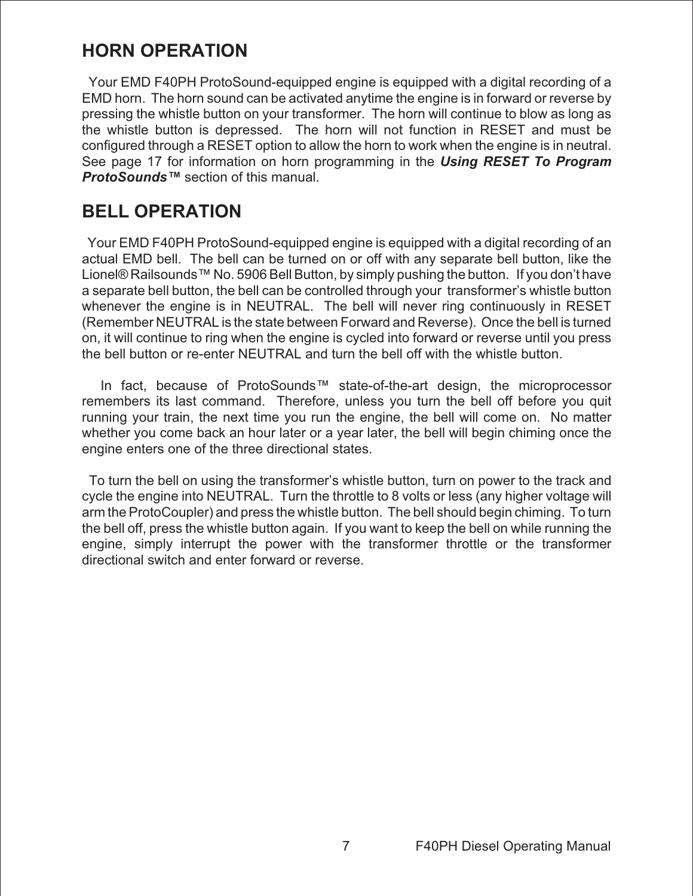## HORN OPERATION

Your EMD F40PH ProtoSound-equipped engine is equipped with a digital recording of a EMD horn. The horn sound can be activated anytime the engine is in forward or reverse by pressing the whistle button on your transformer. The horn will continue to blow as long as the whistle button is depressed. The horn will not function in RESET and must be configured through a RESET option to allow the horn to work when the engine is in neutral. See page 17 for information on horn programming in the ***Using RESET To Program ProtoSounds™*** section of this manual.

## BELL OPERATION

Your EMD F40PH ProtoSound-equipped engine is equipped with a digital recording of an actual EMD bell. The bell can be turned on or off with any separate bell button, like the Lionel® Railsounds™ No. 5906 Bell Button, by simply pushing the button. If you don't have a separate bell button, the bell can be controlled through your transformer's whistle button whenever the engine is in NEUTRAL. The bell will never ring continuously in RESET (Remember NEUTRAL is the state between Forward and Reverse). Once the bell is turned on, it will continue to ring when the engine is cycled into forward or reverse until you press the bell button or re-enter NEUTRAL and turn the bell off with the whistle button.

In fact, because of ProtoSounds™ state-of-the-art design, the microprocessor remembers its last command. Therefore, unless you turn the bell off before you quit running your train, the next time you run the engine, the bell will come on. No matter whether you come back an hour later or a year later, the bell will begin chiming once the engine enters one of the three directional states.

To turn the bell on using the transformer's whistle button, turn on power to the track and cycle the engine into NEUTRAL. Turn the throttle to 8 volts or less (any higher voltage will arm the ProtoCoupler) and press the whistle button. The bell should begin chiming. To turn the bell off, press the whistle button again. If you want to keep the bell on while running the engine, simply interrupt the power with the transformer throttle or the transformer directional switch and enter forward or reverse.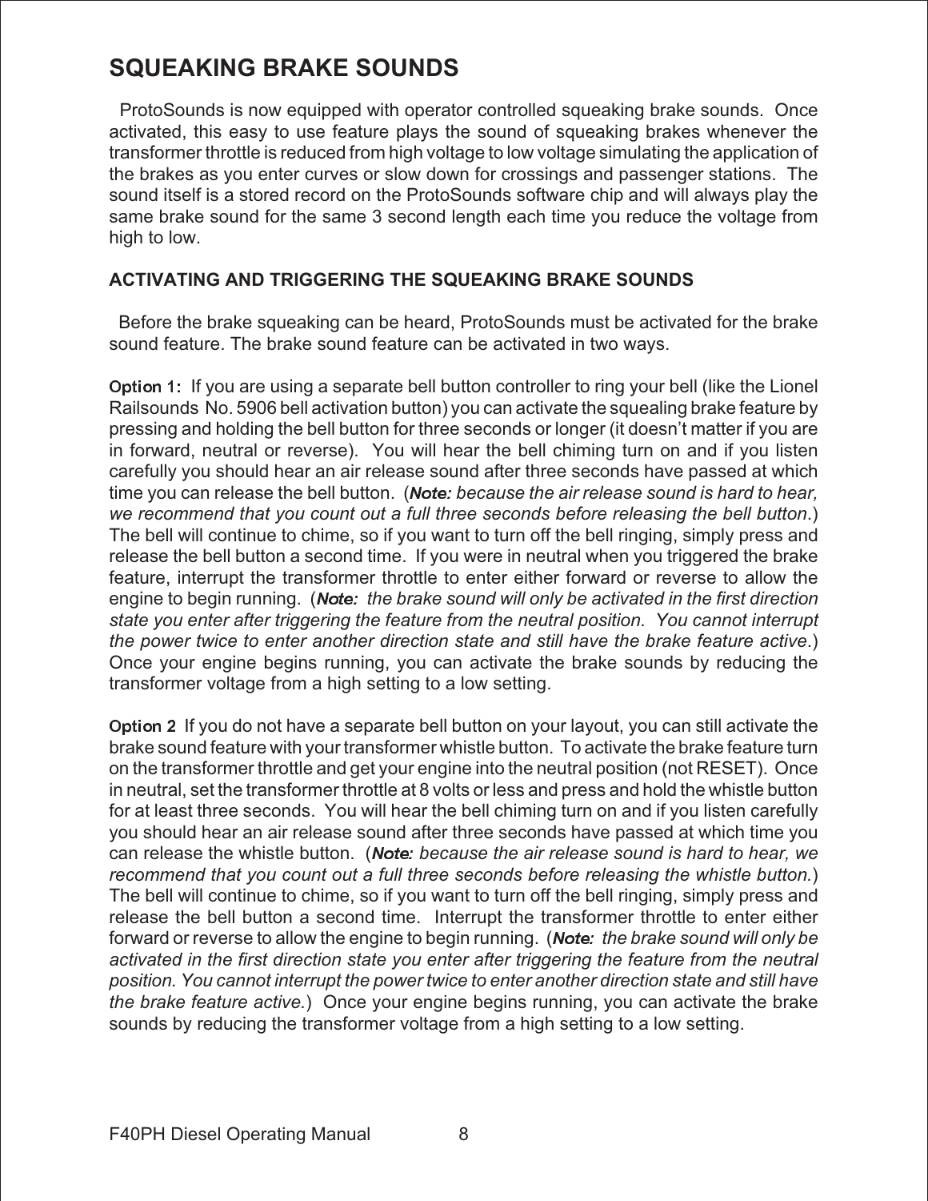# SQUEAKING BRAKE SOUNDS

ProtoSounds is now equipped with operator controlled squeaking brake sounds. Once activated, this easy to use feature plays the sound of squeaking brakes whenever the transformer throttle is reduced from high voltage to low voltage simulating the application of the brakes as you enter curves or slow down for crossings and passenger stations. The sound itself is a stored record on the ProtoSounds software chip and will always play the same brake sound for the same 3 second length each time you reduce the voltage from high to low.

### ACTIVATING AND TRIGGERING THE SQUEAKING BRAKE SOUNDS

Before the brake squeaking can be heard, ProtoSounds must be activated for the brake sound feature. The brake sound feature can be activated in two ways.

Option 1: If you are using a separate bell button controller to ring your bell (like the Lionel Railsounds No. 5906 bell activation button) you can activate the squealing brake feature by pressing and holding the bell button for three seconds or longer (it doesn't matter if you are in forward, neutral or reverse). You will hear the bell chiming turn on and if you listen carefully you should hear an air release sound after three seconds have passed at which time you can release the bell button. (*Note: because the air release sound is hard to hear, we recommend that you count out a full three seconds before releasing the bell button.*) The bell will continue to chime, so if you want to turn off the bell ringing, simply press and release the bell button a second time. If you were in neutral when you triggered the brake feature, interrupt the transformer throttle to enter either forward or reverse to allow the engine to begin running. (*Note: the brake sound will only be activated in the first direction state you enter after triggering the feature from the neutral position. You cannot interrupt the power twice to enter another direction state and still have the brake feature active.*) Once your engine begins running, you can activate the brake sounds by reducing the transformer voltage from a high setting to a low setting.

Option 2 If you do not have a separate bell button on your layout, you can still activate the brake sound feature with your transformer whistle button. To activate the brake feature turn on the transformer throttle and get your engine into the neutral position (not RESET). Once in neutral, set the transformer throttle at 8 volts or less and press and hold the whistle button for at least three seconds. You will hear the bell chiming turn on and if you listen carefully you should hear an air release sound after three seconds have passed at which time you can release the whistle button. (*Note: because the air release sound is hard to hear, we recommend that you count out a full three seconds before releasing the whistle button.*) The bell will continue to chime, so if you want to turn off the bell ringing, simply press and release the bell button a second time. Interrupt the transformer throttle to enter either forward or reverse to allow the engine to begin running. (*Note: the brake sound will only be activated in the first direction state you enter after triggering the feature from the neutral position. You cannot interrupt the power twice to enter another direction state and still have the brake feature active.*) Once your engine begins running, you can activate the brake sounds by reducing the transformer voltage from a high setting to a low setting.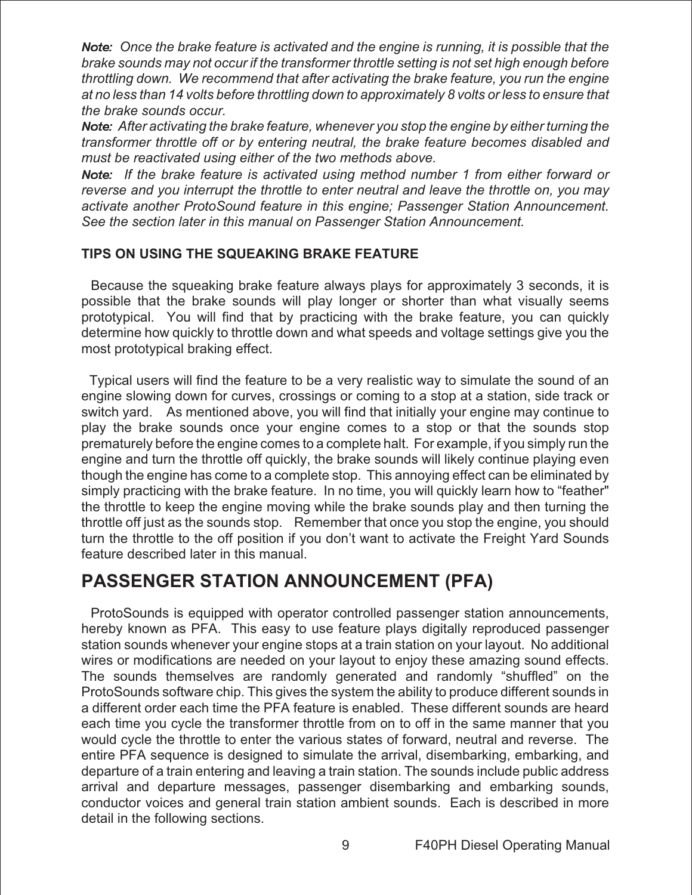*Note: Once the brake feature is activated and the engine is running, it is possible that the brake sounds may not occur if the transformer throttle setting is not set high enough before throttling down. We recommend that after activating the brake feature, you run the engine at no less than 14 volts before throttling down to approximately 8 volts or less to ensure that the brake sounds occur.*

*Note: After activating the brake feature, whenever you stop the engine by either turning the transformer throttle off or by entering neutral, the brake feature becomes disabled and must be reactivated using either of the two methods above.*

*Note: If the brake feature is activated using method number 1 from either forward or reverse and you interrupt the throttle to enter neutral and leave the throttle on, you may activate another ProtoSound feature in this engine; Passenger Station Announcement. See the section later in this manual on Passenger Station Announcement.*

### TIPS ON USING THE SQUEAKING BRAKE FEATURE

Because the squeaking brake feature always plays for approximately 3 seconds, it is possible that the brake sounds will play longer or shorter than what visually seems prototypical. You will find that by practicing with the brake feature, you can quickly determine how quickly to throttle down and what speeds and voltage settings give you the most prototypical braking effect.

Typical users will find the feature to be a very realistic way to simulate the sound of an engine slowing down for curves, crossings or coming to a stop at a station, side track or switch yard. As mentioned above, you will find that initially your engine may continue to play the brake sounds once your engine comes to a stop or that the sounds stop prematurely before the engine comes to a complete halt. For example, if you simply run the engine and turn the throttle off quickly, the brake sounds will likely continue playing even though the engine has come to a complete stop. This annoying effect can be eliminated by simply practicing with the brake feature. In no time, you will quickly learn how to “feather" the throttle to keep the engine moving while the brake sounds play and then turning the throttle off just as the sounds stop. Remember that once you stop the engine, you should turn the throttle to the off position if you don’t want to activate the Freight Yard Sounds feature described later in this manual.

## PASSENGER STATION ANNOUNCEMENT (PFA)

ProtoSounds is equipped with operator controlled passenger station announcements, hereby known as PFA. This easy to use feature plays digitally reproduced passenger station sounds whenever your engine stops at a train station on your layout. No additional wires or modifications are needed on your layout to enjoy these amazing sound effects. The sounds themselves are randomly generated and randomly “shuffled” on the ProtoSounds software chip. This gives the system the ability to produce different sounds in a different order each time the PFA feature is enabled. These different sounds are heard each time you cycle the transformer throttle from on to off in the same manner that you would cycle the throttle to enter the various states of forward, neutral and reverse. The entire PFA sequence is designed to simulate the arrival, disembarking, embarking, and departure of a train entering and leaving a train station. The sounds include public address arrival and departure messages, passenger disembarking and embarking sounds, conductor voices and general train station ambient sounds. Each is described in more detail in the following sections.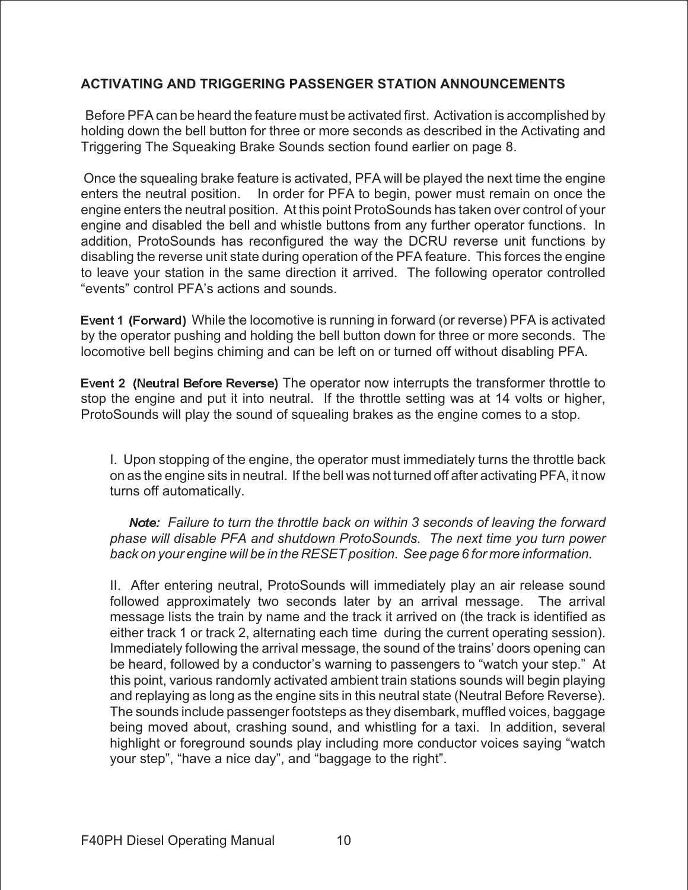## ACTIVATING AND TRIGGERING PASSENGER STATION ANNOUNCEMENTS

Before PFA can be heard the feature must be activated first. Activation is accomplished by holding down the bell button for three or more seconds as described in the Activating and Triggering The Squeaking Brake Sounds section found earlier on page 8.

Once the squealing brake feature is activated, PFA will be played the next time the engine enters the neutral position. In order for PFA to begin, power must remain on once the engine enters the neutral position. At this point ProtoSounds has taken over control of your engine and disabled the bell and whistle buttons from any further operator functions. In addition, ProtoSounds has reconfigured the way the DCRU reverse unit functions by disabling the reverse unit state during operation of the PFA feature. This forces the engine to leave your station in the same direction it arrived. The following operator controlled "events" control PFA's actions and sounds.

**Event 1 (Forward)** While the locomotive is running in forward (or reverse) PFA is activated by the operator pushing and holding the bell button down for three or more seconds. The locomotive bell begins chiming and can be left on or turned off without disabling PFA.

**Event 2 (Neutral Before Reverse)** The operator now interrupts the transformer throttle to stop the engine and put it into neutral. If the throttle setting was at 14 volts or higher, ProtoSounds will play the sound of squealing brakes as the engine comes to a stop.

I. Upon stopping of the engine, the operator must immediately turns the throttle back on as the engine sits in neutral. If the bell was not turned off after activating PFA, it now turns off automatically.

*__Note:__ Failure to turn the throttle back on within 3 seconds of leaving the forward phase will disable PFA and shutdown ProtoSounds. The next time you turn power back on your engine will be in the RESET position. See page 6 for more information.*

II. After entering neutral, ProtoSounds will immediately play an air release sound followed approximately two seconds later by an arrival message. The arrival message lists the train by name and the track it arrived on (the track is identified as either track 1 or track 2, alternating each time during the current operating session). Immediately following the arrival message, the sound of the trains' doors opening can be heard, followed by a conductor's warning to passengers to "watch your step." At this point, various randomly activated ambient train stations sounds will begin playing and replaying as long as the engine sits in this neutral state (Neutral Before Reverse). The sounds include passenger footsteps as they disembark, muffled voices, baggage being moved about, crashing sound, and whistling for a taxi. In addition, several highlight or foreground sounds play including more conductor voices saying "watch your step", "have a nice day", and "baggage to the right".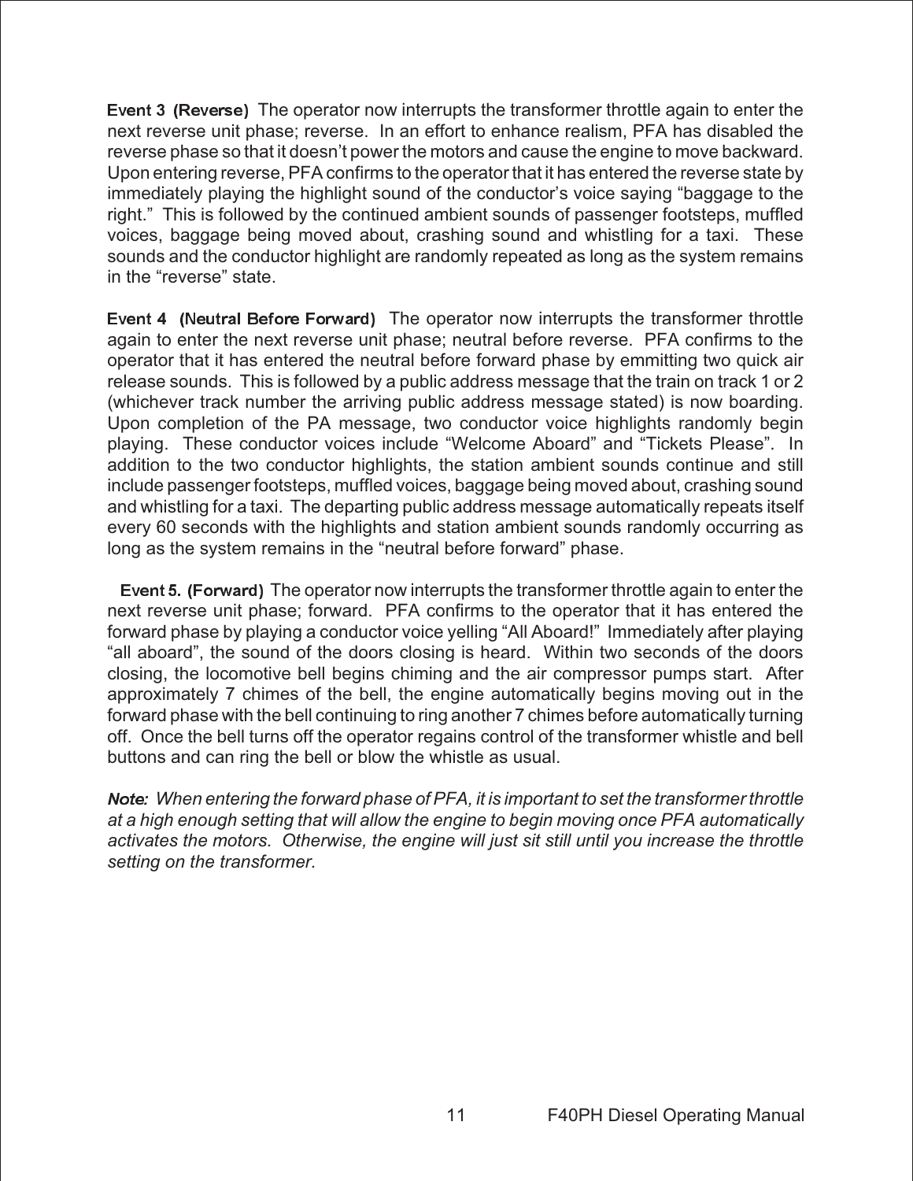**Event 3 (Reverse)** The operator now interrupts the transformer throttle again to enter the next reverse unit phase; reverse. In an effort to enhance realism, PFA has disabled the reverse phase so that it doesn't power the motors and cause the engine to move backward. Upon entering reverse, PFA confirms to the operator that it has entered the reverse state by immediately playing the highlight sound of the conductor's voice saying "baggage to the right." This is followed by the continued ambient sounds of passenger footsteps, muffled voices, baggage being moved about, crashing sound and whistling for a taxi. These sounds and the conductor highlight are randomly repeated as long as the system remains in the "reverse" state.

**Event 4 (Neutral Before Forward)** The operator now interrupts the transformer throttle again to enter the next reverse unit phase; neutral before reverse. PFA confirms to the operator that it has entered the neutral before forward phase by emmitting two quick air release sounds. This is followed by a public address message that the train on track 1 or 2 (whichever track number the arriving public address message stated) is now boarding. Upon completion of the PA message, two conductor voice highlights randomly begin playing. These conductor voices include "Welcome Aboard" and "Tickets Please". In addition to the two conductor highlights, the station ambient sounds continue and still include passenger footsteps, muffled voices, baggage being moved about, crashing sound and whistling for a taxi. The departing public address message automatically repeats itself every 60 seconds with the highlights and station ambient sounds randomly occurring as long as the system remains in the "neutral before forward" phase.

**Event 5. (Forward)** The operator now interrupts the transformer throttle again to enter the next reverse unit phase; forward. PFA confirms to the operator that it has entered the forward phase by playing a conductor voice yelling "All Aboard!" Immediately after playing "all aboard", the sound of the doors closing is heard. Within two seconds of the doors closing, the locomotive bell begins chiming and the air compressor pumps start. After approximately 7 chimes of the bell, the engine automatically begins moving out in the forward phase with the bell continuing to ring another 7 chimes before automatically turning off. Once the bell turns off the operator regains control of the transformer whistle and bell buttons and can ring the bell or blow the whistle as usual.

***Note:*** *When entering the forward phase of PFA, it is important to set the transformer throttle at a high enough setting that will allow the engine to begin moving once PFA automatically activates the motors. Otherwise, the engine will just sit still until you increase the throttle setting on the transformer.*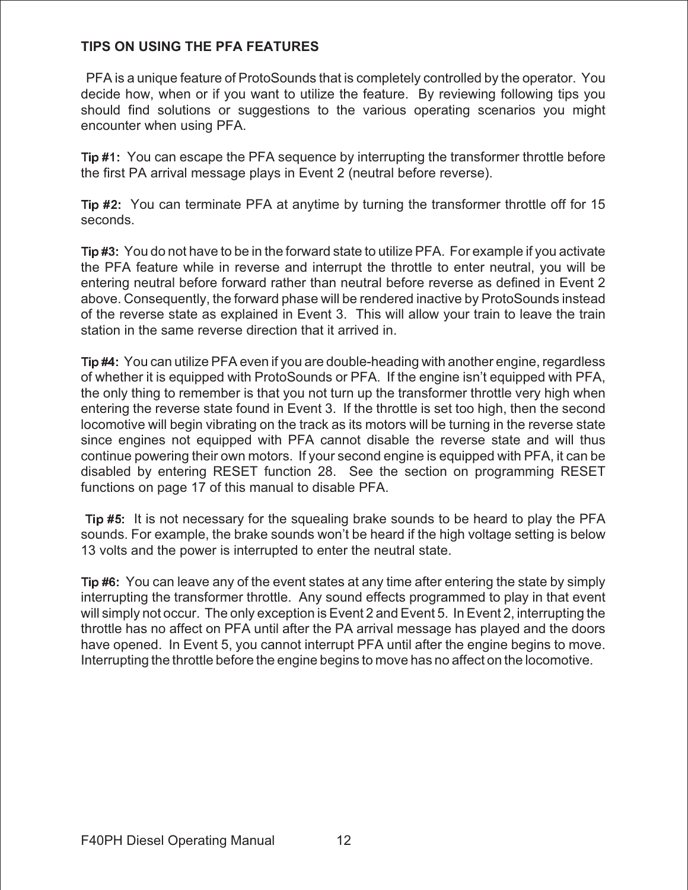## TIPS ON USING THE PFA FEATURES

PFA is a unique feature of ProtoSounds that is completely controlled by the operator. You decide how, when or if you want to utilize the feature. By reviewing following tips you should find solutions or suggestions to the various operating scenarios you might encounter when using PFA.

**Tip #1:** You can escape the PFA sequence by interrupting the transformer throttle before the first PA arrival message plays in Event 2 (neutral before reverse).

**Tip #2:** You can terminate PFA at anytime by turning the transformer throttle off for 15 seconds.

**Tip #3:** You do not have to be in the forward state to utilize PFA. For example if you activate the PFA feature while in reverse and interrupt the throttle to enter neutral, you will be entering neutral before forward rather than neutral before reverse as defined in Event 2 above. Consequently, the forward phase will be rendered inactive by ProtoSounds instead of the reverse state as explained in Event 3. This will allow your train to leave the train station in the same reverse direction that it arrived in.

**Tip #4:** You can utilize PFA even if you are double-heading with another engine, regardless of whether it is equipped with ProtoSounds or PFA. If the engine isn't equipped with PFA, the only thing to remember is that you not turn up the transformer throttle very high when entering the reverse state found in Event 3. If the throttle is set too high, then the second locomotive will begin vibrating on the track as its motors will be turning in the reverse state since engines not equipped with PFA cannot disable the reverse state and will thus continue powering their own motors. If your second engine is equipped with PFA, it can be disabled by entering RESET function 28. See the section on programming RESET functions on page 17 of this manual to disable PFA.

**Tip #5:** It is not necessary for the squealing brake sounds to be heard to play the PFA sounds. For example, the brake sounds won't be heard if the high voltage setting is below 13 volts and the power is interrupted to enter the neutral state.

**Tip #6:** You can leave any of the event states at any time after entering the state by simply interrupting the transformer throttle. Any sound effects programmed to play in that event will simply not occur. The only exception is Event 2 and Event 5. In Event 2, interrupting the throttle has no affect on PFA until after the PA arrival message has played and the doors have opened. In Event 5, you cannot interrupt PFA until after the engine begins to move. Interrupting the throttle before the engine begins to move has no affect on the locomotive.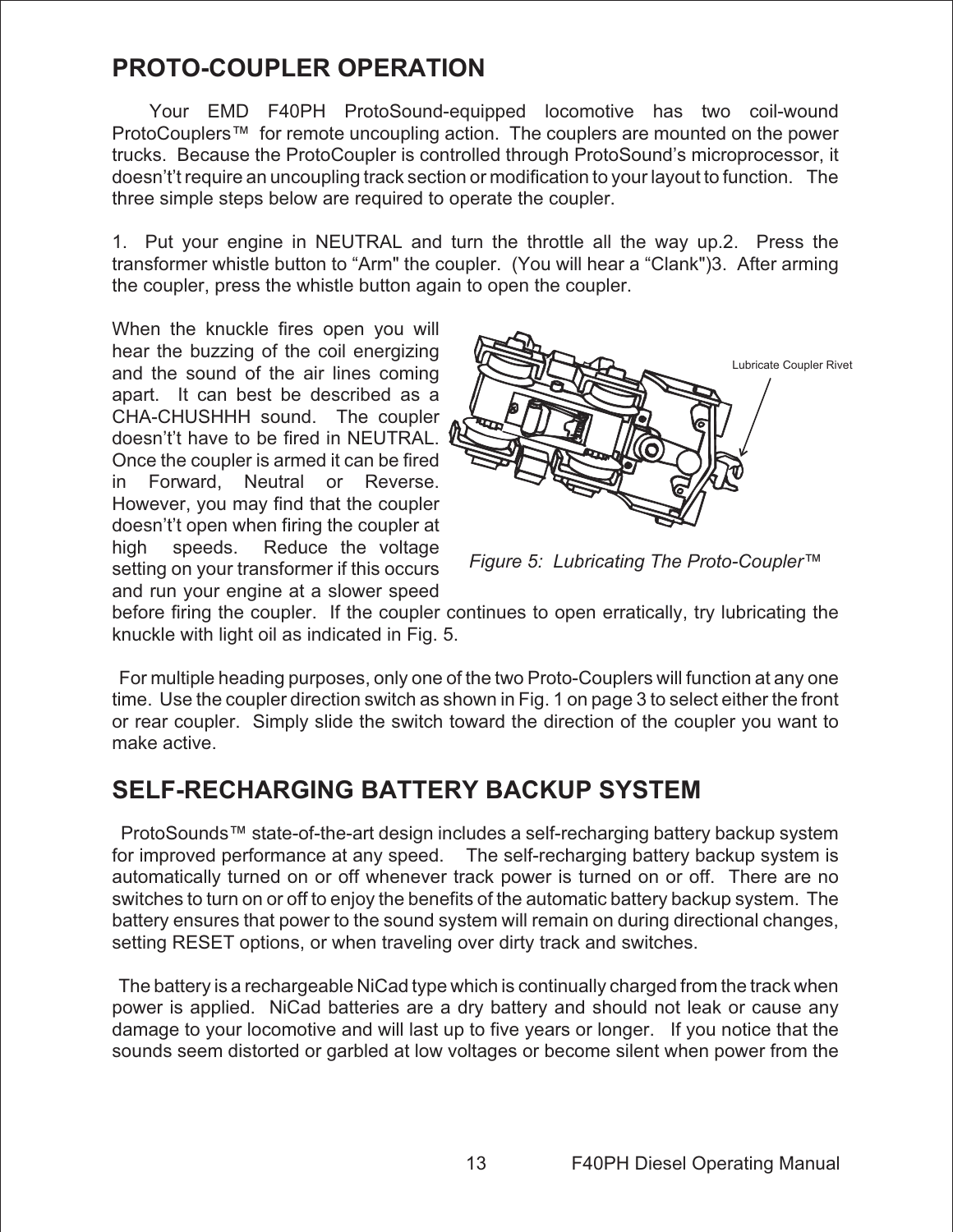## PROTO-COUPLER OPERATION

Your EMD F40PH ProtoSound-equipped locomotive has two coil-wound ProtoCouplers™ for remote uncoupling action. The couplers are mounted on the power trucks. Because the ProtoCoupler is controlled through ProtoSound's microprocessor, it doesn't't require an uncoupling track section or modification to your layout to function. The three simple steps below are required to operate the coupler.

1. Put your engine in NEUTRAL and turn the throttle all the way up.2. Press the transformer whistle button to "Arm" the coupler. (You will hear a "Clank")3. After arming the coupler, press the whistle button again to open the coupler.

When the knuckle fires open you will hear the buzzing of the coil energizing and the sound of the air lines coming apart. It can best be described as a CHA-CHUSHHH sound. The coupler doesn't't have to be fired in NEUTRAL. Once the coupler is armed it can be fired in Forward, Neutral or Reverse. However, you may find that the coupler doesn't't open when firing the coupler at high speeds. Reduce the voltage setting on your transformer if this occurs and run your engine at a slower speed before firing the coupler. If the coupler continues to open erratically, try lubricating the knuckle with light oil as indicated in Fig. 5.

Lubricate Coupler Rivet

*Figure 5: Lubricating The Proto-Coupler™*

For multiple heading purposes, only one of the two Proto-Couplers will function at any one time. Use the coupler direction switch as shown in Fig. 1 on page 3 to select either the front or rear coupler. Simply slide the switch toward the direction of the coupler you want to make active.

## SELF-RECHARGING BATTERY BACKUP SYSTEM

ProtoSounds™ state-of-the-art design includes a self-recharging battery backup system for improved performance at any speed. The self-recharging battery backup system is automatically turned on or off whenever track power is turned on or off. There are no switches to turn on or off to enjoy the benefits of the automatic battery backup system. The battery ensures that power to the sound system will remain on during directional changes, setting RESET options, or when traveling over dirty track and switches.

The battery is a rechargeable NiCad type which is continually charged from the track when power is applied. NiCad batteries are a dry battery and should not leak or cause any damage to your locomotive and will last up to five years or longer. If you notice that the sounds seem distorted or garbled at low voltages or become silent when power from the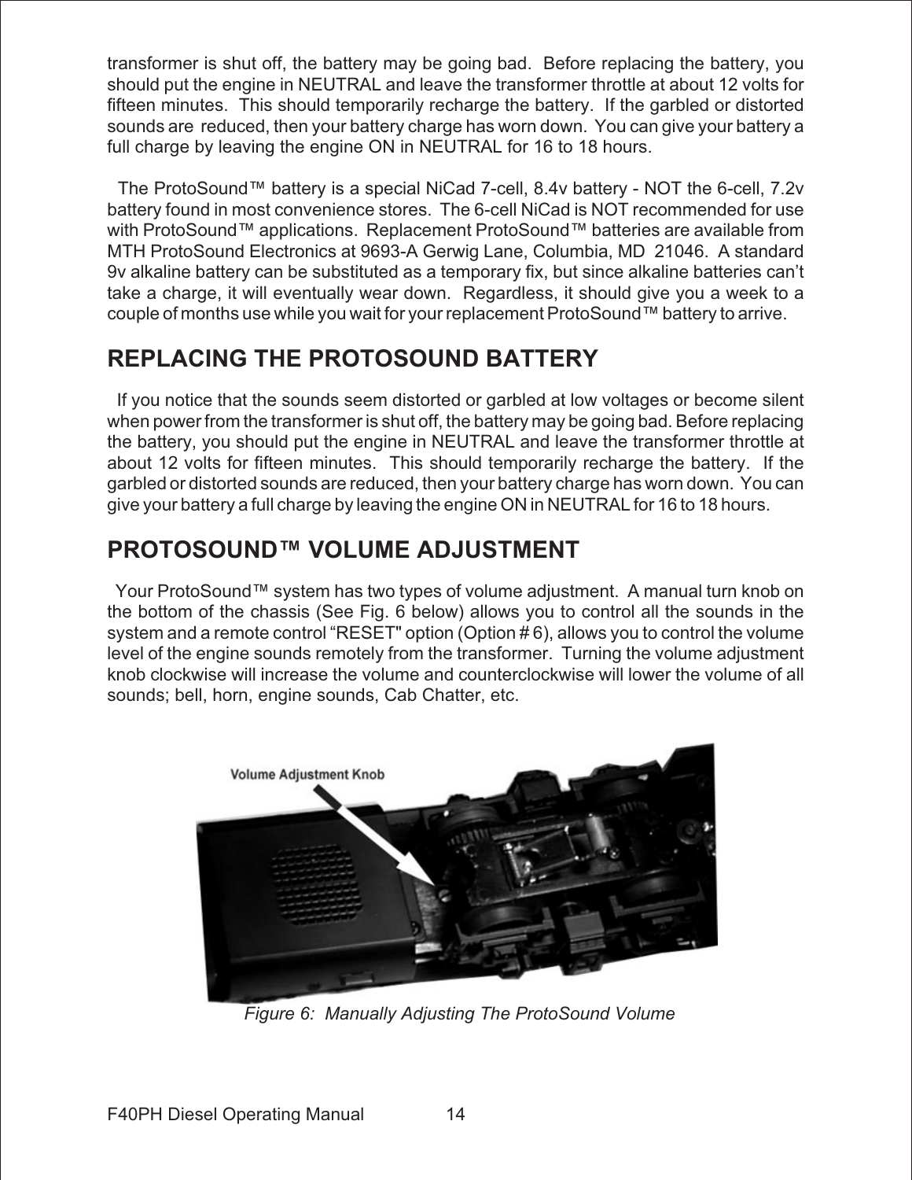transformer is shut off, the battery may be going bad. Before replacing the battery, you should put the engine in NEUTRAL and leave the transformer throttle at about 12 volts for fifteen minutes. This should temporarily recharge the battery. If the garbled or distorted sounds are reduced, then your battery charge has worn down. You can give your battery a full charge by leaving the engine ON in NEUTRAL for 16 to 18 hours.

The ProtoSound™ battery is a special NiCad 7-cell, 8.4v battery - NOT the 6-cell, 7.2v battery found in most convenience stores. The 6-cell NiCad is NOT recommended for use with ProtoSound™ applications. Replacement ProtoSound™ batteries are available from MTH ProtoSound Electronics at 9693-A Gerwig Lane, Columbia, MD 21046. A standard 9v alkaline battery can be substituted as a temporary fix, but since alkaline batteries can't take a charge, it will eventually wear down. Regardless, it should give you a week to a couple of months use while you wait for your replacement ProtoSound™ battery to arrive.

## REPLACING THE PROTOSOUND BATTERY

If you notice that the sounds seem distorted or garbled at low voltages or become silent when power from the transformer is shut off, the battery may be going bad. Before replacing the battery, you should put the engine in NEUTRAL and leave the transformer throttle at about 12 volts for fifteen minutes. This should temporarily recharge the battery. If the garbled or distorted sounds are reduced, then your battery charge has worn down. You can give your battery a full charge by leaving the engine ON in NEUTRAL for 16 to 18 hours.

## PROTOSOUND™ VOLUME ADJUSTMENT

Your ProtoSound™ system has two types of volume adjustment. A manual turn knob on the bottom of the chassis (See Fig. 6 below) allows you to control all the sounds in the system and a remote control "RESET" option (Option # 6), allows you to control the volume level of the engine sounds remotely from the transformer. Turning the volume adjustment knob clockwise will increase the volume and counterclockwise will lower the volume of all sounds; bell, horn, engine sounds, Cab Chatter, etc.

Volume Adjustment Knob

*Figure 6: Manually Adjusting The ProtoSound Volume*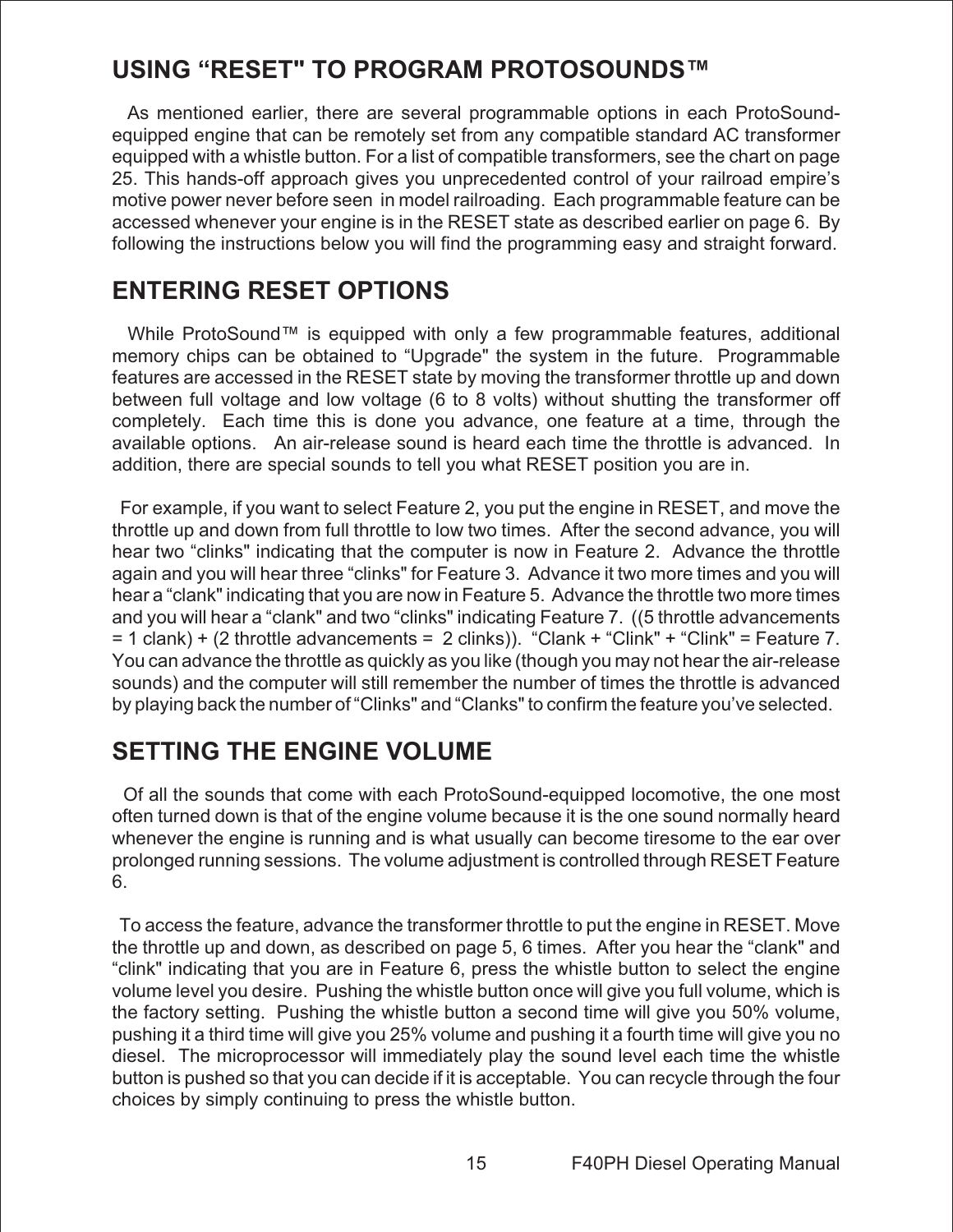## USING "RESET" TO PROGRAM PROTOSOUNDS™

As mentioned earlier, there are several programmable options in each ProtoSound-equipped engine that can be remotely set from any compatible standard AC transformer equipped with a whistle button. For a list of compatible transformers, see the chart on page 25. This hands-off approach gives you unprecedented control of your railroad empire's motive power never before seen in model railroading. Each programmable feature can be accessed whenever your engine is in the RESET state as described earlier on page 6. By following the instructions below you will find the programming easy and straight forward.

## ENTERING RESET OPTIONS

While ProtoSound™ is equipped with only a few programmable features, additional memory chips can be obtained to "Upgrade" the system in the future. Programmable features are accessed in the RESET state by moving the transformer throttle up and down between full voltage and low voltage (6 to 8 volts) without shutting the transformer off completely. Each time this is done you advance, one feature at a time, through the available options. An air-release sound is heard each time the throttle is advanced. In addition, there are special sounds to tell you what RESET position you are in.

For example, if you want to select Feature 2, you put the engine in RESET, and move the throttle up and down from full throttle to low two times. After the second advance, you will hear two "clinks" indicating that the computer is now in Feature 2. Advance the throttle again and you will hear three "clinks" for Feature 3. Advance it two more times and you will hear a "clank" indicating that you are now in Feature 5. Advance the throttle two more times and you will hear a "clank" and two "clinks" indicating Feature 7. ((5 throttle advancements = 1 clank) + (2 throttle advancements = 2 clinks)). "Clank + "Clink" + "Clink" = Feature 7. You can advance the throttle as quickly as you like (though you may not hear the air-release sounds) and the computer will still remember the number of times the throttle is advanced by playing back the number of "Clinks" and "Clanks" to confirm the feature you've selected.

## SETTING THE ENGINE VOLUME

Of all the sounds that come with each ProtoSound-equipped locomotive, the one most often turned down is that of the engine volume because it is the one sound normally heard whenever the engine is running and is what usually can become tiresome to the ear over prolonged running sessions. The volume adjustment is controlled through RESET Feature 6.

To access the feature, advance the transformer throttle to put the engine in RESET. Move the throttle up and down, as described on page 5, 6 times. After you hear the "clank" and "clink" indicating that you are in Feature 6, press the whistle button to select the engine volume level you desire. Pushing the whistle button once will give you full volume, which is the factory setting. Pushing the whistle button a second time will give you 50% volume, pushing it a third time will give you 25% volume and pushing it a fourth time will give you no diesel. The microprocessor will immediately play the sound level each time the whistle button is pushed so that you can decide if it is acceptable. You can recycle through the four choices by simply continuing to press the whistle button.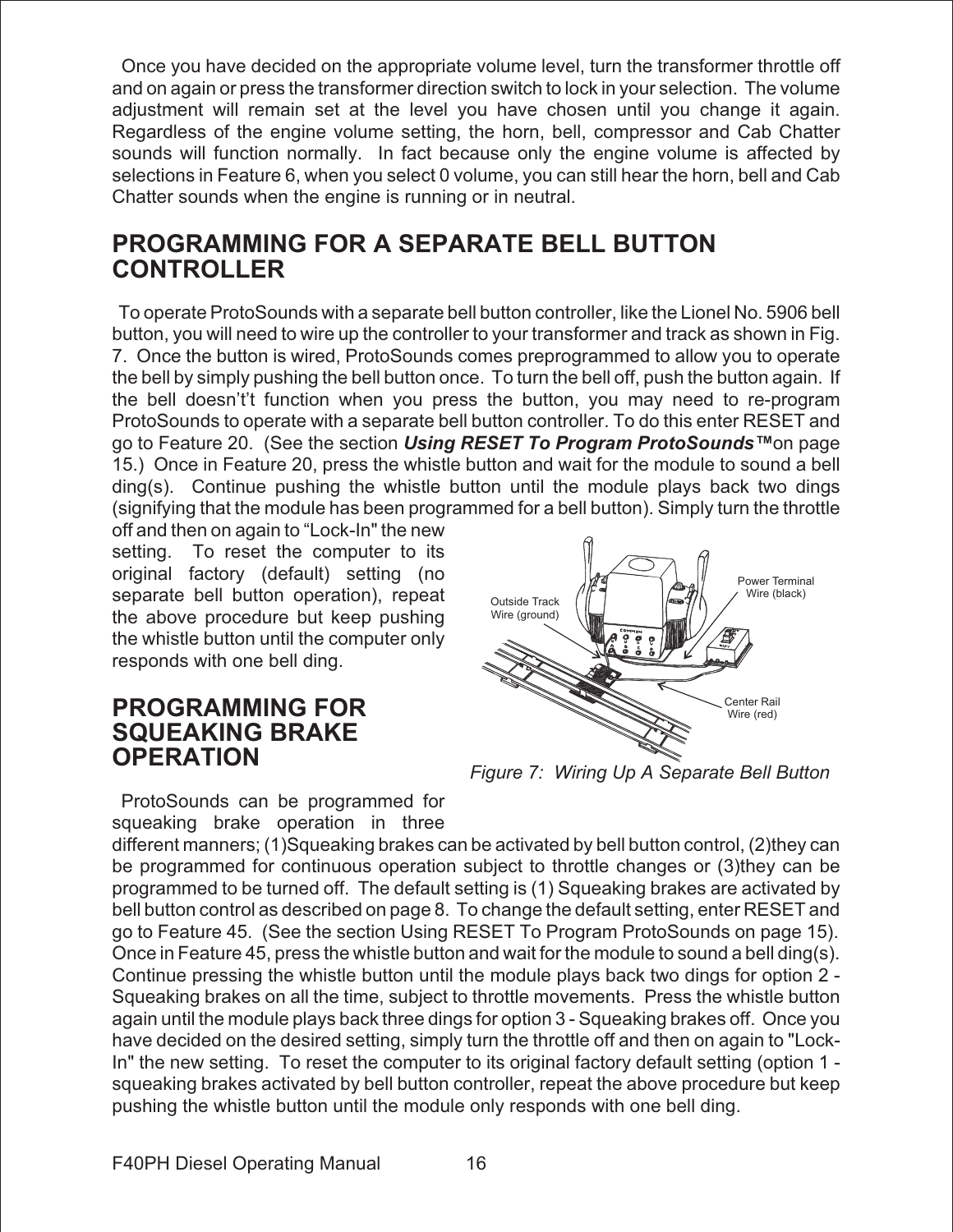Once you have decided on the appropriate volume level, turn the transformer throttle off and on again or press the transformer direction switch to lock in your selection. The volume adjustment will remain set at the level you have chosen until you change it again. Regardless of the engine volume setting, the horn, bell, compressor and Cab Chatter sounds will function normally. In fact because only the engine volume is affected by selections in Feature 6, when you select 0 volume, you can still hear the horn, bell and Cab Chatter sounds when the engine is running or in neutral.

## PROGRAMMING FOR A SEPARATE BELL BUTTON CONTROLLER

To operate ProtoSounds with a separate bell button controller, like the Lionel No. 5906 bell button, you will need to wire up the controller to your transformer and track as shown in Fig. 7. Once the button is wired, ProtoSounds comes preprogrammed to allow you to operate the bell by simply pushing the bell button once. To turn the bell off, push the button again. If the bell doesn't't function when you press the button, you may need to re-program ProtoSounds to operate with a separate bell button controller. To do this enter RESET and go to Feature 20. (See the section ***Using RESET To Program ProtoSounds™*** on page 15.) Once in Feature 20, press the whistle button and wait for the module to sound a bell ding(s). Continue pushing the whistle button until the module plays back two dings (signifying that the module has been programmed for a bell button). Simply turn the throttle off and then on again to "Lock-In" the new setting. To reset the computer to its original factory (default) setting (no separate bell button operation), repeat the above procedure but keep pushing the whistle button until the computer only responds with one bell ding.

Outside Track Wire (ground)

Power Terminal Wire (black)

Center Rail Wire (red)

*Figure 7: Wiring Up A Separate Bell Button*

## PROGRAMMING FOR SQUEAKING BRAKE OPERATION

ProtoSounds can be programmed for squeaking brake operation in three different manners; (1)Squeaking brakes can be activated by bell button control, (2)they can be programmed for continuous operation subject to throttle changes or (3)they can be programmed to be turned off. The default setting is (1) Squeaking brakes are activated by bell button control as described on page 8. To change the default setting, enter RESET and go to Feature 45. (See the section Using RESET To Program ProtoSounds on page 15). Once in Feature 45, press the whistle button and wait for the module to sound a bell ding(s). Continue pressing the whistle button until the module plays back two dings for option 2 - Squeaking brakes on all the time, subject to throttle movements. Press the whistle button again until the module plays back three dings for option 3 - Squeaking brakes off. Once you have decided on the desired setting, simply turn the throttle off and then on again to "Lock-In" the new setting. To reset the computer to its original factory default setting (option 1 - squeaking brakes activated by bell button controller, repeat the above procedure but keep pushing the whistle button until the module only responds with one bell ding.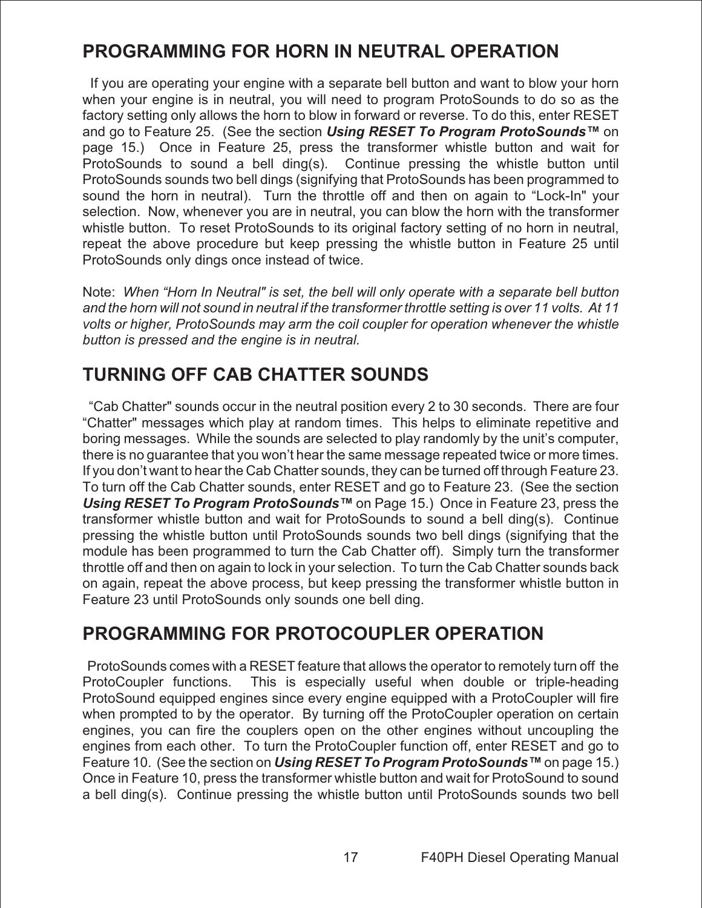## PROGRAMMING FOR HORN IN NEUTRAL OPERATION

If you are operating your engine with a separate bell button and want to blow your horn when your engine is in neutral, you will need to program ProtoSounds to do so as the factory setting only allows the horn to blow in forward or reverse. To do this, enter RESET and go to Feature 25. (See the section ***Using RESET To Program ProtoSounds™*** on page 15.) Once in Feature 25, press the transformer whistle button and wait for ProtoSounds to sound a bell ding(s). Continue pressing the whistle button until ProtoSounds sounds two bell dings (signifying that ProtoSounds has been programmed to sound the horn in neutral). Turn the throttle off and then on again to "Lock-In" your selection. Now, whenever you are in neutral, you can blow the horn with the transformer whistle button. To reset ProtoSounds to its original factory setting of no horn in neutral, repeat the above procedure but keep pressing the whistle button in Feature 25 until ProtoSounds only dings once instead of twice.

Note: *When "Horn In Neutral" is set, the bell will only operate with a separate bell button and the horn will not sound in neutral if the transformer throttle setting is over 11 volts. At 11 volts or higher, ProtoSounds may arm the coil coupler for operation whenever the whistle button is pressed and the engine is in neutral.*

## TURNING OFF CAB CHATTER SOUNDS

"Cab Chatter" sounds occur in the neutral position every 2 to 30 seconds. There are four "Chatter" messages which play at random times. This helps to eliminate repetitive and boring messages. While the sounds are selected to play randomly by the unit's computer, there is no guarantee that you won't hear the same message repeated twice or more times. If you don't want to hear the Cab Chatter sounds, they can be turned off through Feature 23. To turn off the Cab Chatter sounds, enter RESET and go to Feature 23. (See the section ***Using RESET To Program ProtoSounds™*** on Page 15.) Once in Feature 23, press the transformer whistle button and wait for ProtoSounds to sound a bell ding(s). Continue pressing the whistle button until ProtoSounds sounds two bell dings (signifying that the module has been programmed to turn the Cab Chatter off). Simply turn the transformer throttle off and then on again to lock in your selection. To turn the Cab Chatter sounds back on again, repeat the above process, but keep pressing the transformer whistle button in Feature 23 until ProtoSounds only sounds one bell ding.

## PROGRAMMING FOR PROTOCOUPLER OPERATION

ProtoSounds comes with a RESET feature that allows the operator to remotely turn off the ProtoCoupler functions. This is especially useful when double or triple-heading ProtoSound equipped engines since every engine equipped with a ProtoCoupler will fire when prompted to by the operator. By turning off the ProtoCoupler operation on certain engines, you can fire the couplers open on the other engines without uncoupling the engines from each other. To turn the ProtoCoupler function off, enter RESET and go to Feature 10. (See the section on ***Using RESET To Program ProtoSounds™*** on page 15.) Once in Feature 10, press the transformer whistle button and wait for ProtoSound to sound a bell ding(s). Continue pressing the whistle button until ProtoSounds sounds two bell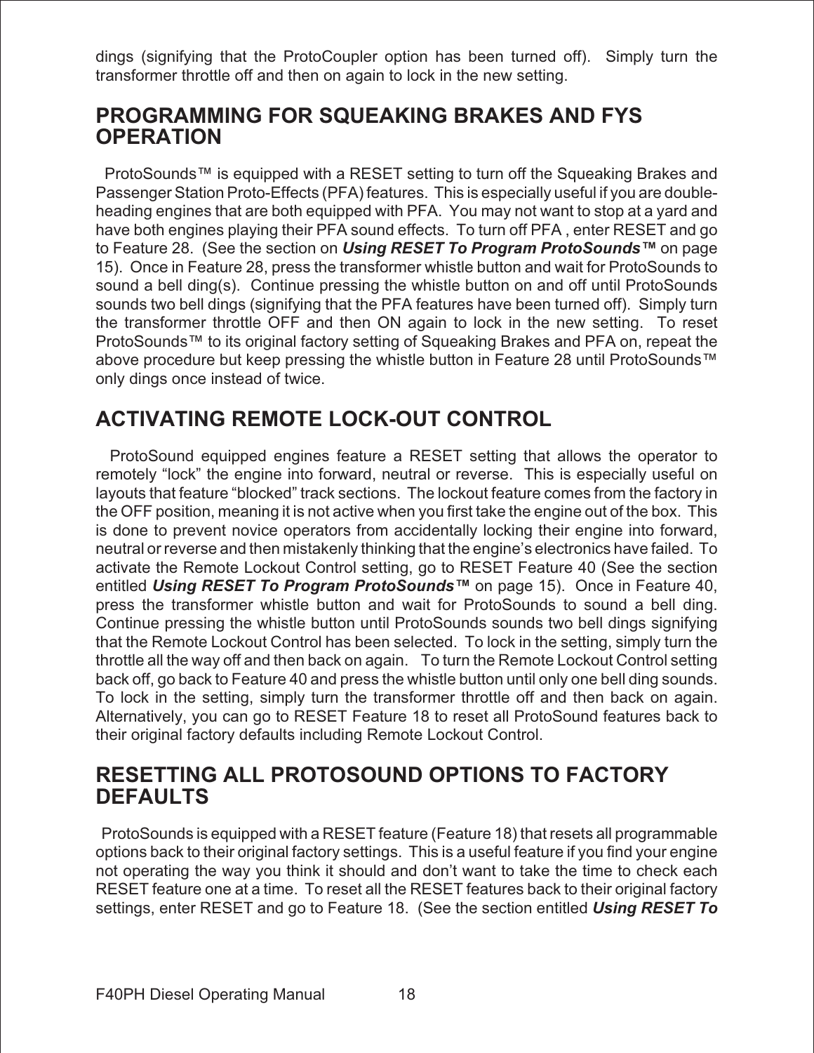dings (signifying that the ProtoCoupler option has been turned off). Simply turn the transformer throttle off and then on again to lock in the new setting.

## PROGRAMMING FOR SQUEAKING BRAKES AND FYS OPERATION

ProtoSounds™ is equipped with a RESET setting to turn off the Squeaking Brakes and Passenger Station Proto-Effects (PFA) features. This is especially useful if you are double-heading engines that are both equipped with PFA. You may not want to stop at a yard and have both engines playing their PFA sound effects. To turn off PFA , enter RESET and go to Feature 28. (See the section on ***Using RESET To Program ProtoSounds™*** on page 15). Once in Feature 28, press the transformer whistle button and wait for ProtoSounds to sound a bell ding(s). Continue pressing the whistle button on and off until ProtoSounds sounds two bell dings (signifying that the PFA features have been turned off). Simply turn the transformer throttle OFF and then ON again to lock in the new setting. To reset ProtoSounds™ to its original factory setting of Squeaking Brakes and PFA on, repeat the above procedure but keep pressing the whistle button in Feature 28 until ProtoSounds™ only dings once instead of twice.

## ACTIVATING REMOTE LOCK-OUT CONTROL

ProtoSound equipped engines feature a RESET setting that allows the operator to remotely "lock" the engine into forward, neutral or reverse. This is especially useful on layouts that feature "blocked" track sections. The lockout feature comes from the factory in the OFF position, meaning it is not active when you first take the engine out of the box. This is done to prevent novice operators from accidentally locking their engine into forward, neutral or reverse and then mistakenly thinking that the engine's electronics have failed. To activate the Remote Lockout Control setting, go to RESET Feature 40 (See the section entitled ***Using RESET To Program ProtoSounds™*** on page 15). Once in Feature 40, press the transformer whistle button and wait for ProtoSounds to sound a bell ding. Continue pressing the whistle button until ProtoSounds sounds two bell dings signifying that the Remote Lockout Control has been selected. To lock in the setting, simply turn the throttle all the way off and then back on again. To turn the Remote Lockout Control setting back off, go back to Feature 40 and press the whistle button until only one bell ding sounds. To lock in the setting, simply turn the transformer throttle off and then back on again. Alternatively, you can go to RESET Feature 18 to reset all ProtoSound features back to their original factory defaults including Remote Lockout Control.

## RESETTING ALL PROTOSOUND OPTIONS TO FACTORY DEFAULTS

ProtoSounds is equipped with a RESET feature (Feature 18) that resets all programmable options back to their original factory settings. This is a useful feature if you find your engine not operating the way you think it should and don't want to take the time to check each RESET feature one at a time. To reset all the RESET features back to their original factory settings, enter RESET and go to Feature 18. (See the section entitled ***Using RESET To***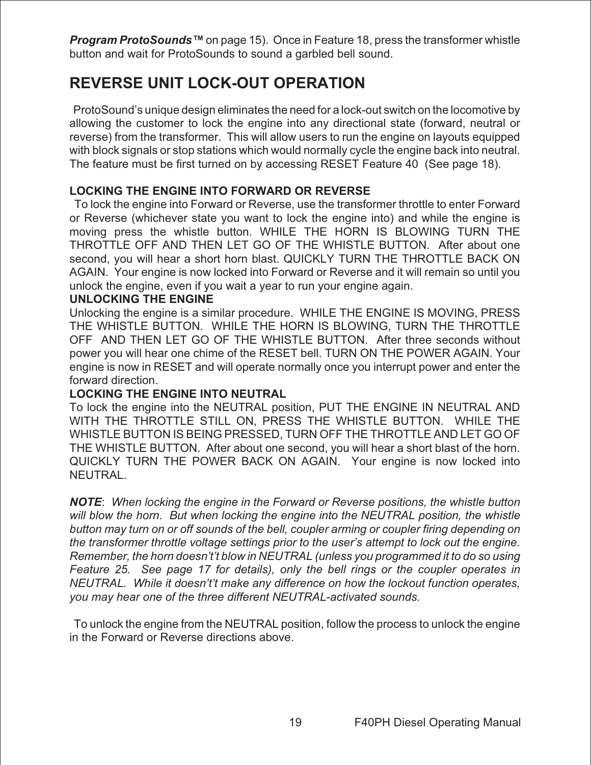***Program ProtoSounds™*** on page 15). Once in Feature 18, press the transformer whistle button and wait for ProtoSounds to sound a garbled bell sound.

# REVERSE UNIT LOCK-OUT OPERATION

ProtoSound's unique design eliminates the need for a lock-out switch on the locomotive by allowing the customer to lock the engine into any directional state (forward, neutral or reverse) from the transformer. This will allow users to run the engine on layouts equipped with block signals or stop stations which would normally cycle the engine back into neutral. The feature must be first turned on by accessing RESET Feature 40 (See page 18).

**LOCKING THE ENGINE INTO FORWARD OR REVERSE**

To lock the engine into Forward or Reverse, use the transformer throttle to enter Forward or Reverse (whichever state you want to lock the engine into) and while the engine is moving press the whistle button. WHILE THE HORN IS BLOWING TURN THE THROTTLE OFF AND THEN LET GO OF THE WHISTLE BUTTON. After about one second, you will hear a short horn blast. QUICKLY TURN THE THROTTLE BACK ON AGAIN. Your engine is now locked into Forward or Reverse and it will remain so until you unlock the engine, even if you wait a year to run your engine again.

**UNLOCKING THE ENGINE**

Unlocking the engine is a similar procedure. WHILE THE ENGINE IS MOVING, PRESS THE WHISTLE BUTTON. WHILE THE HORN IS BLOWING, TURN THE THROTTLE OFF AND THEN LET GO OF THE WHISTLE BUTTON. After three seconds without power you will hear one chime of the RESET bell. TURN ON THE POWER AGAIN. Your engine is now in RESET and will operate normally once you interrupt power and enter the forward direction.

**LOCKING THE ENGINE INTO NEUTRAL**

To lock the engine into the NEUTRAL position, PUT THE ENGINE IN NEUTRAL AND WITH THE THROTTLE STILL ON, PRESS THE WHISTLE BUTTON. WHILE THE WHISTLE BUTTON IS BEING PRESSED, TURN OFF THE THROTTLE AND LET GO OF THE WHISTLE BUTTON. After about one second, you will hear a short blast of the horn. QUICKLY TURN THE POWER BACK ON AGAIN. Your engine is now locked into NEUTRAL.

***NOTE**: When locking the engine in the Forward or Reverse positions, the whistle button will blow the horn. But when locking the engine into the NEUTRAL position, the whistle button may turn on or off sounds of the bell, coupler arming or coupler firing depending on the transformer throttle voltage settings prior to the user's attempt to lock out the engine. Remember, the horn doesn't't blow in NEUTRAL (unless you programmed it to do so using Feature 25. See page 17 for details), only the bell rings or the coupler operates in NEUTRAL. While it doesn't't make any difference on how the lockout function operates, you may hear one of the three different NEUTRAL-activated sounds.*

To unlock the engine from the NEUTRAL position, follow the process to unlock the engine in the Forward or Reverse directions above.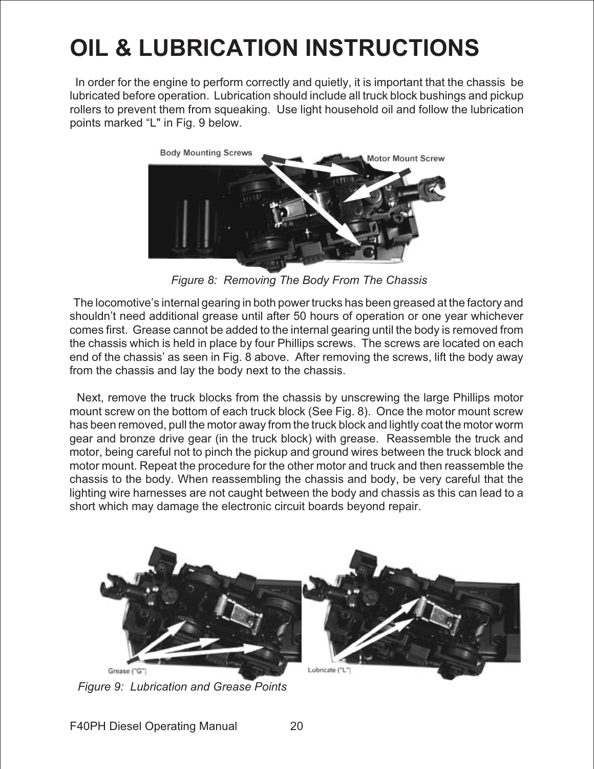# OIL & LUBRICATION INSTRUCTIONS

In order for the engine to perform correctly and quietly, it is important that the chassis be lubricated before operation. Lubrication should include all truck block bushings and pickup rollers to prevent them from squeaking. Use light household oil and follow the lubrication points marked "L" in Fig. 9 below.

*Figure 8: Removing The Body From The Chassis*

The locomotive's internal gearing in both power trucks has been greased at the factory and shouldn't need additional grease until after 50 hours of operation or one year whichever comes first. Grease cannot be added to the internal gearing until the body is removed from the chassis which is held in place by four Phillips screws. The screws are located on each end of the chassis' as seen in Fig. 8 above. After removing the screws, lift the body away from the chassis and lay the body next to the chassis.

Next, remove the truck blocks from the chassis by unscrewing the large Phillips motor mount screw on the bottom of each truck block (See Fig. 8). Once the motor mount screw has been removed, pull the motor away from the truck block and lightly coat the motor worm gear and bronze drive gear (in the truck block) with grease. Reassemble the truck and motor, being careful not to pinch the pickup and ground wires between the truck block and motor mount. Repeat the procedure for the other motor and truck and then reassemble the chassis to the body. When reassembling the chassis and body, be very careful that the lighting wire harnesses are not caught between the body and chassis as this can lead to a short which may damage the electronic circuit boards beyond repair.

*Figure 9: Lubrication and Grease Points*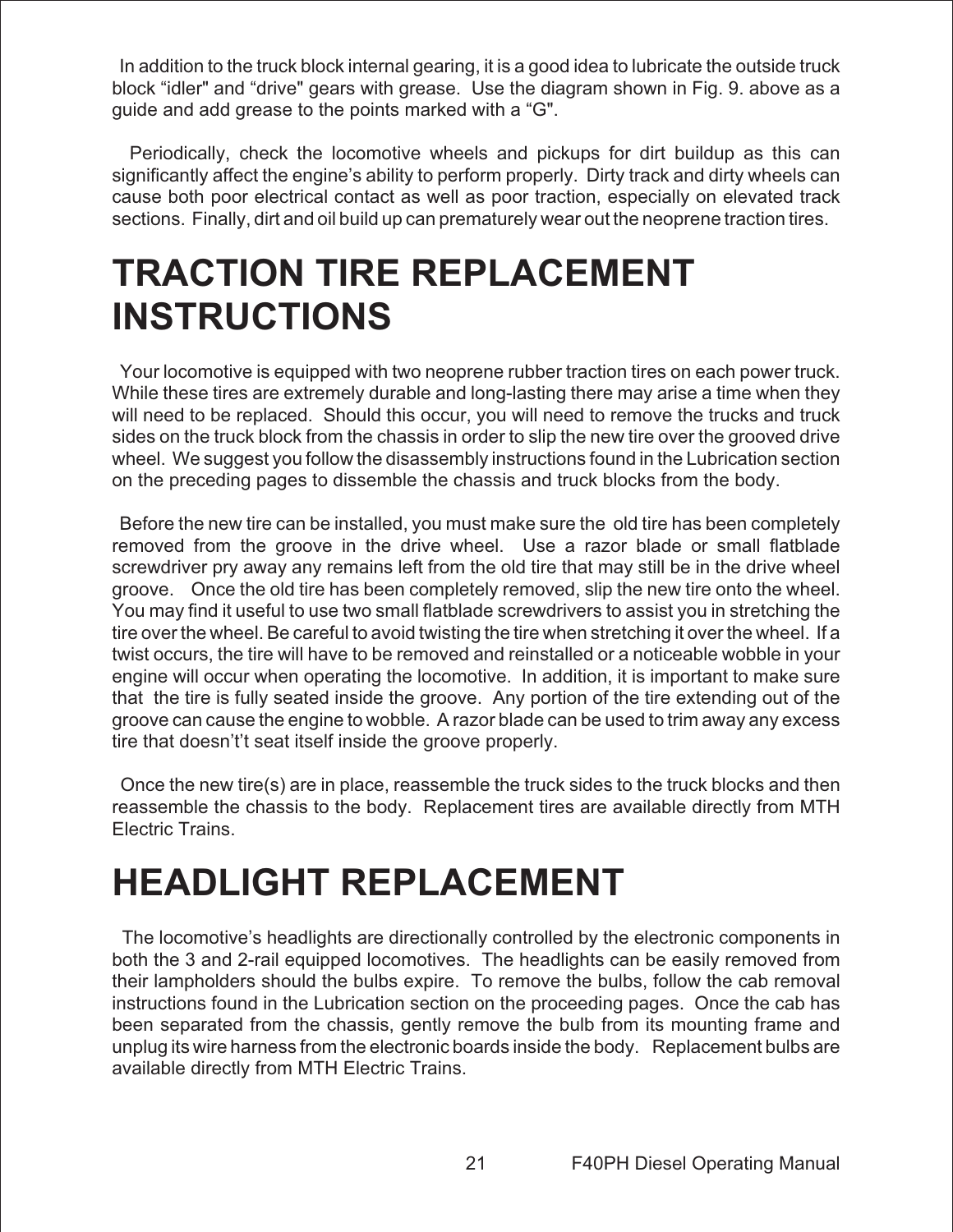In addition to the truck block internal gearing, it is a good idea to lubricate the outside truck block “idler" and “drive" gears with grease. Use the diagram shown in Fig. 9. above as a guide and add grease to the points marked with a “G".

Periodically, check the locomotive wheels and pickups for dirt buildup as this can significantly affect the engine’s ability to perform properly. Dirty track and dirty wheels can cause both poor electrical contact as well as poor traction, especially on elevated track sections. Finally, dirt and oil build up can prematurely wear out the neoprene traction tires.

# TRACTION TIRE REPLACEMENT INSTRUCTIONS

Your locomotive is equipped with two neoprene rubber traction tires on each power truck. While these tires are extremely durable and long-lasting there may arise a time when they will need to be replaced. Should this occur, you will need to remove the trucks and truck sides on the truck block from the chassis in order to slip the new tire over the grooved drive wheel. We suggest you follow the disassembly instructions found in the Lubrication section on the preceding pages to dissemble the chassis and truck blocks from the body.

Before the new tire can be installed, you must make sure the old tire has been completely removed from the groove in the drive wheel. Use a razor blade or small flatblade screwdriver pry away any remains left from the old tire that may still be in the drive wheel groove. Once the old tire has been completely removed, slip the new tire onto the wheel. You may find it useful to use two small flatblade screwdrivers to assist you in stretching the tire over the wheel. Be careful to avoid twisting the tire when stretching it over the wheel. If a twist occurs, the tire will have to be removed and reinstalled or a noticeable wobble in your engine will occur when operating the locomotive. In addition, it is important to make sure that the tire is fully seated inside the groove. Any portion of the tire extending out of the groove can cause the engine to wobble. A razor blade can be used to trim away any excess tire that doesn’t’t seat itself inside the groove properly.

Once the new tire(s) are in place, reassemble the truck sides to the truck blocks and then reassemble the chassis to the body. Replacement tires are available directly from MTH Electric Trains.

# HEADLIGHT REPLACEMENT

The locomotive’s headlights are directionally controlled by the electronic components in both the 3 and 2-rail equipped locomotives. The headlights can be easily removed from their lampholders should the bulbs expire. To remove the bulbs, follow the cab removal instructions found in the Lubrication section on the proceeding pages. Once the cab has been separated from the chassis, gently remove the bulb from its mounting frame and unplug its wire harness from the electronic boards inside the body. Replacement bulbs are available directly from MTH Electric Trains.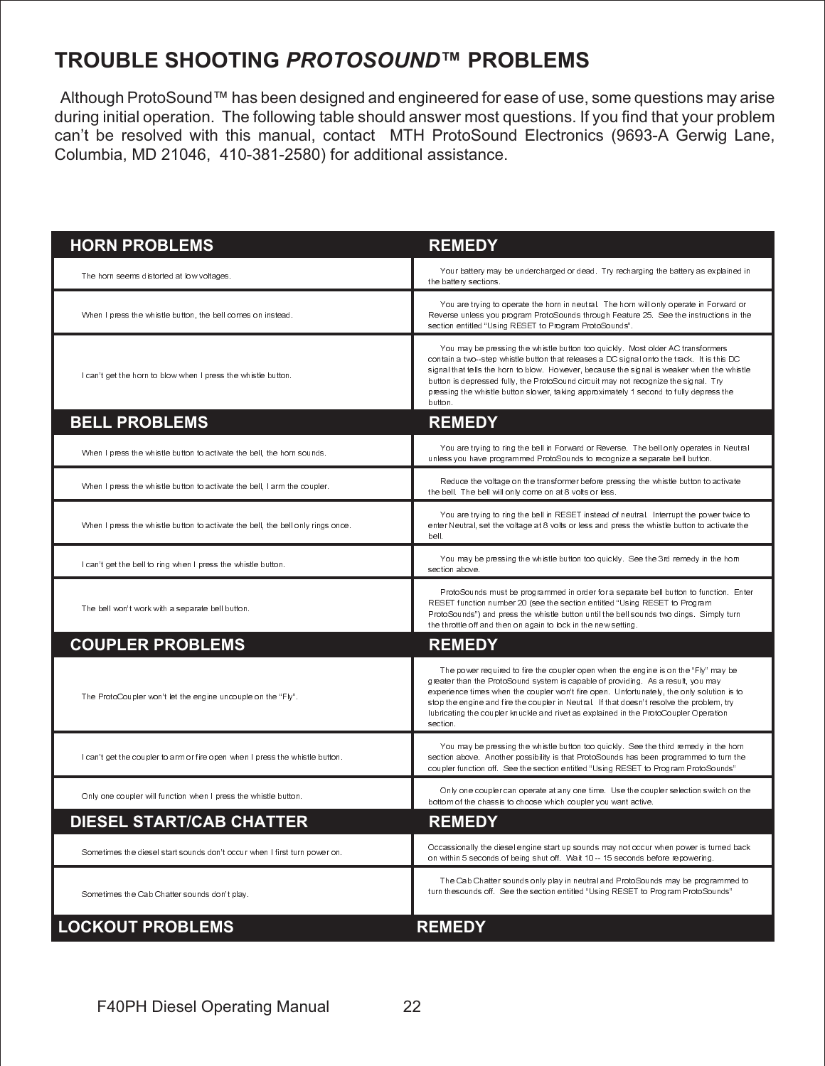# TROUBLE SHOOTING *PROTOSOUND*™ PROBLEMS

Although ProtoSound™ has been designed and engineered for ease of use, some questions may arise during initial operation. The following table should answer most questions. If you find that your problem can't be resolved with this manual, contact MTH ProtoSound Electronics (9693-A Gerwig Lane, Columbia, MD 21046, 410-381-2580) for additional assistance.

| HORN PROBLEMS | REMEDY |
|---|---|
| The horn seems distorted at low voltages. | Your battery may be undercharged or dead. Try recharging the battery as explained in the battery sections. |
| When I press the whistle button, the bell comes on instead. | You are trying to operate the horn in neutral. The horn will only operate in Forward or Reverse unless you program ProtoSounds through Feature 25. See the instructions in the section entitled "Using RESET to Program ProtoSounds". |
| I can't get the horn to blow when I press the whistle button. | You may be pressing the whistle button too quickly. Most older AC transformers contain a two--step whistle button that releases a DC signal onto the track. It is this DC signal that tells the horn to blow. However, because the signal is weaker when the whistle button is depressed fully, the ProtoSound circuit may not recognize the signal. Try pressing the whistle button slower, taking approximately 1 second to fully depress the button. |
| **BELL PROBLEMS** | **REMEDY** |
| When I press the whistle button to activate the bell, the horn sounds. | You are trying to ring the bell in Forward or Reverse. The bell only operates in Neutral unless you have programmed ProtoSounds to recognize a separate bell button. |
| When I press the whistle button to activate the bell, I arm the coupler. | Reduce the voltage on the transformer before pressing the whistle button to activate the bell. The bell will only come on at 8 volts or less. |
| When I press the whistle button to activate the bell, the bell only rings once. | You are trying to ring the bell in RESET instead of neutral. Interrupt the power twice to enter Neutral, set the voltage at 8 volts or less and press the whistle button to activate the bell. |
| I can't get the bell to ring when I press the whistle button. | You may be pressing the whistle button too quickly. See the 3rd remedy in the horn section above. |
| The bell won't work with a separate bell button. | ProtoSounds must be programmed in order for a separate bell button to function. Enter RESET function number 20 (see the section entitled "Using RESET to Program ProtoSounds") and press the whistle button until the bell sounds two dings. Simply turn the throttle off and then on again to lock in the new setting. |
| **COUPLER PROBLEMS** | **REMEDY** |
| The ProtoCoupler won't let the engine uncouple on the "Fly". | The power required to fire the coupler open when the engine is on the "Fly" may be greater than the ProtoSound system is capable of providing. As a result, you may experience times when the coupler won't fire open. Unfortunately, the only solution is to stop the engine and fire the coupler in Neutral. If that doesn't resolve the problem, try lubricating the coupler knuckle and rivet as explained in the ProtoCoupler Operation section. |
| I can't get the coupler to arm or fire open when I press the whistle button. | You may be pressing the whistle button too quickly. See the third remedy in the horn section above. Another possibility is that ProtoSounds has been programmed to turn the coupler function off. See the section entitled "Using RESET to Program ProtoSounds" |
| Only one coupler will function when I press the whistle button. | Only one coupler can operate at any one time. Use the coupler selection switch on the bottom of the chassis to choose which coupler you want active. |
| **DIESEL START/CAB CHATTER** | **REMEDY** |
| Sometimes the diesel start sounds don't occur when I first turn power on. | Occassionally the diesel engine start up sounds may not occur when power is turned back on within 5 seconds of being shut off. Wait 10 -- 15 seconds before repowering. |
| Sometimes the Cab Chatter sounds don't play. | The Cab Chatter sounds only play in neutral and ProtoSounds may be programmed to turn thesounds off. See the section entitled "Using RESET to Program ProtoSounds" |
| **LOCKOUT PROBLEMS** | **REMEDY** |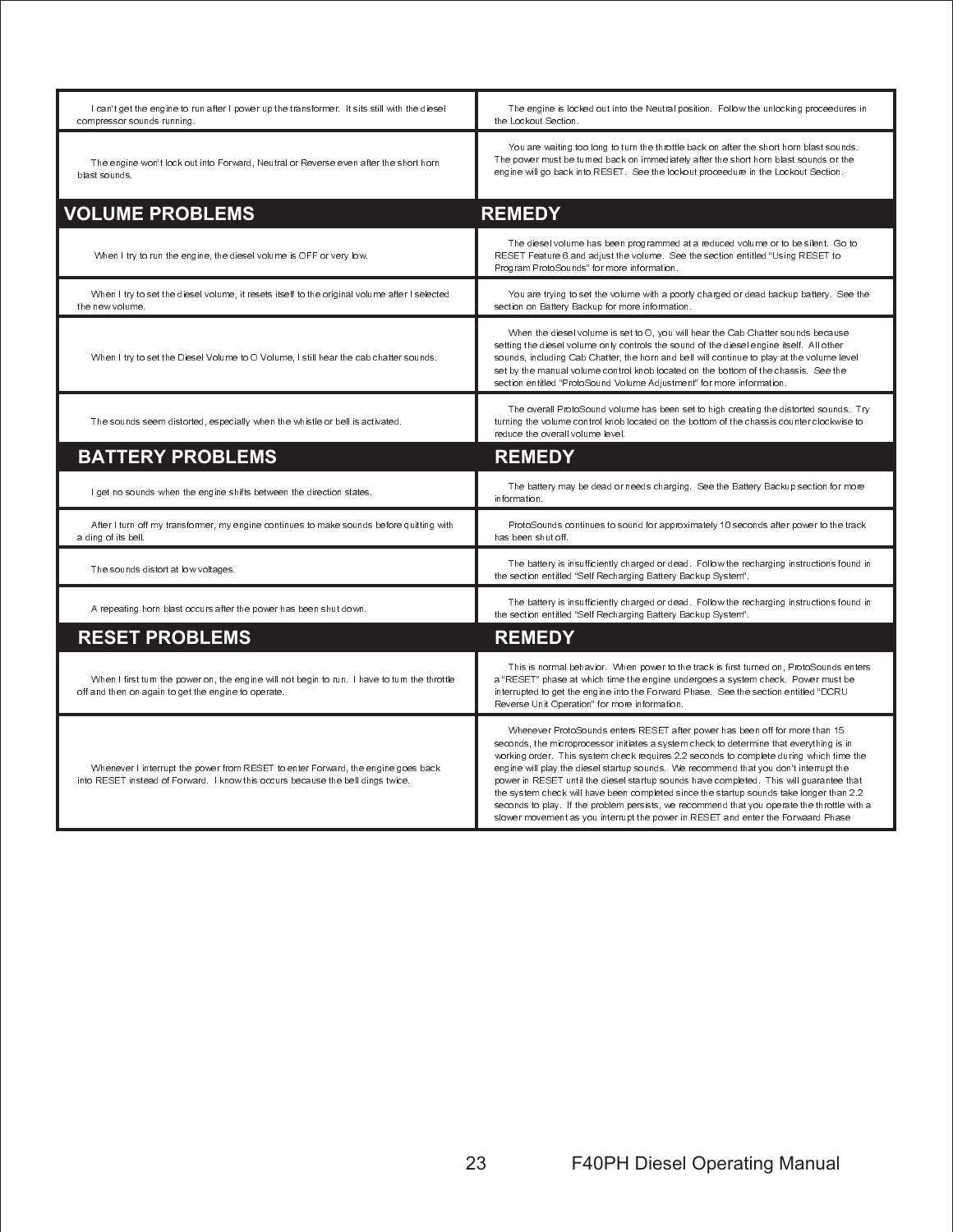| | |
|---|---|
| I can't get the engine to run after I power up the transformer. It sits still with the diesel compressor sounds running. | The engine is locked out into the Neutral position. Follow the unlocking proceedures in the Lockout Section. |
| The engine won't lock out into Forward, Neutral or Reverse even after the short horn blast sounds. | You are waiting too long to turn the throttle back on after the short horn blast sounds. The power must be turned back on immediately after the short horn blast sounds or the engine will go back into RESET. See the lockout proceedure in the Lockout Section. |
| **VOLUME PROBLEMS** | **REMEDY** |
| When I try to run the engine, the diesel volume is OFF or very low. | The diesel volume has been programmed at a reduced volume or to be silent. Go to RESET Feature 6 and adjust the volume. See the section entitled "Using RESET to Program ProtoSounds" for more information. |
| When I try to set the diesel volume, it resets itself to the original volume after I selected the new volume. | You are trying to set the volume with a poorly charged or dead backup battery. See the section on Battery Backup for more information. |
| When I try to set the Diesel Volume to O Volume, I still hear the cab chatter sounds. | When the diesel volume is set to O, you will hear the Cab Chatter sounds because setting the diesel volume only controls the sound of the diesel engine itself. All other sounds, including Cab Chatter, the horn and bell will continue to play at the volume level set by the manual volume control knob located on the bottom of the chassis. See the section entitled "ProtoSound Volume Adjustment" for more information. |
| The sounds seem distorted, especially when the whistle or bell is activated. | The overall ProtoSound volume has been set to high creating the distorted sounds. Try turning the volume control knob located on the bottom of the chassis counterclockwise to reduce the overall volume level. |
| **BATTERY PROBLEMS** | **REMEDY** |
| I get no sounds when the engine shifts between the direction states. | The battery may be dead or needs charging. See the Battery Backup section for more information. |
| After I turn off my transformer, my engine continues to make sounds before quitting with a ding of its bell. | ProtoSounds continues to sound for approximately 10 seconds after power to the track has been shut off. |
| The sounds distort at low voltages. | The battery is insufficiently charged or dead. Follow the recharging instructions found in the section entitled "Self Recharging Battery Backup System". |
| A repeating horn blast occurs after the power has been shut down. | The battery is insufficiently charged or dead. Follow the recharging instructions found in the section entitled "Self Recharging Battery Backup System". |
| **RESET PROBLEMS** | **REMEDY** |
| When I first turn the power on, the engine will not begin to run. I have to turn the throttle off and then on again to get the engine to operate. | This is normal behavior. When power to the track is first turned on, ProtoSounds enters a "RESET" phase at which time the engine undergoes a system check. Power must be interrupted to get the engine into the Forward Phase. See the section entitled "DCRU Reverse Unit Operation" for more information. |
| Whenever I interrupt the power from RESET to enter Forward, the engine goes back into RESET instead of Forward. I know this occurs because the bell dings twice. | Whenever ProtoSounds enters RESET after power has been off for more than 15 seconds, the microprocessor initiates a system check to determine that everything is in working order. This system check requires 2.2 seconds to complete during which time the engine will play the diesel startup sounds. We recommend that you don't interrupt the power in RESET until the diesel startup sounds have completed. This will guarantee that the system check will have been completed since the startup sounds take longer than 2.2 seconds to play. If the problem persists, we recommend that you operate the throttle with a slower movement as you interrupt the power in RESET and enter the Forward Phase |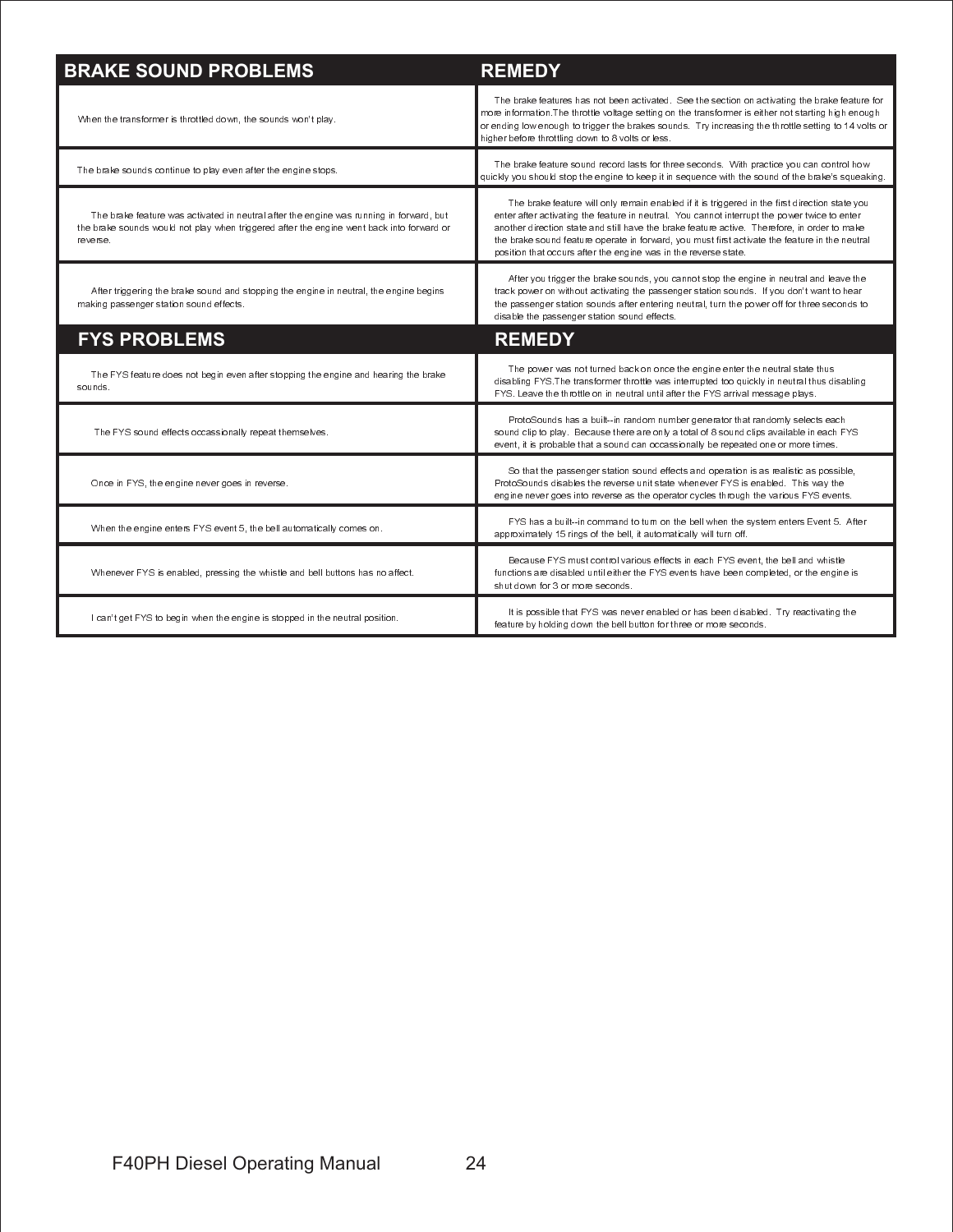| BRAKE SOUND PROBLEMS | REMEDY |
| --- | --- |
| When the transformer is throttled down, the sounds won't play. | The brake features has not been activated. See the section on activating the brake feature for more information.The throttle voltage setting on the transformer is either not starting high enough or ending low enough to trigger the brakes sounds. Try increasing the throttle setting to 14 volts or higher before throttling down to 8 volts or less. |
| The brake sounds continue to play even after the engine stops. | The brake feature sound record lasts for three seconds. With practice you can control how quickly you should stop the engine to keep it in sequence with the sound of the brake's squeaking. |
| The brake feature was activated in neutral after the engine was running in forward, but the brake sounds would not play when triggered after the engine went back into forward or reverse. | The brake feature will only remain enabled if it is triggered in the first direction state you enter after activating the feature in neutral. You cannot interrupt the power twice to enter another direction state and still have the brake feature active. Therefore, in order to make the brake sound feature operate in forward, you must first activate the feature in the neutral position that occurs after the engine was in the reverse state. |
| After triggering the brake sound and stopping the engine in neutral, the engine begins making passenger station sound effects. | After you trigger the brake sounds, you cannot stop the engine in neutral and leave the track power on without activating the passenger station sounds. If you don't want to hear the passenger station sounds after entering neutral, turn the power off for three seconds to disable the passenger station sound effects. |

| FYS PROBLEMS | REMEDY |
| --- | --- |
| The FYS feature does not begin even after stopping the engine and hearing the brake sounds. | The power was not turned back on once the engine enter the neutral state thus disabling FYS.The transformer throttle was interrupted too quickly in neutral thus disabling FYS. Leave the throttle on in neutral until after the FYS arrival message plays. |
| The FYS sound effects occassionally repeat themselves. | ProtoSounds has a built--in random number generator that randomly selects each sound clip to play. Because there are only a total of 8 sound clips available in each FYS event, it is probable that a sound can occassionally be repeated one or more times. |
| Once in FYS, the engine never goes in reverse. | So that the passenger station sound effects and operation is as realistic as possible, ProtoSounds disables the reverse unit state whenever FYS is enabled. This way the engine never goes into reverse as the operator cycles through the various FYS events. |
| When the engine enters FYS event 5, the bell automatically comes on. | FYS has a built--in command to turn on the bell when the system enters Event 5. After approximately 15 rings of the bell, it automatically will turn off. |
| Whenever FYS is enabled, pressing the whistle and bell buttons has no affect. | Because FYS must control various effects in each FYS event, the bell and whistle functions are disabled until either the FYS events have been completed, or the engine is shut down for 3 or more seconds. |
| I can't get FYS to begin when the engine is stopped in the neutral position. | It is possible that FYS was never enabled or has been disabled. Try reactivating the feature by holding down the bell button for three or more seconds. |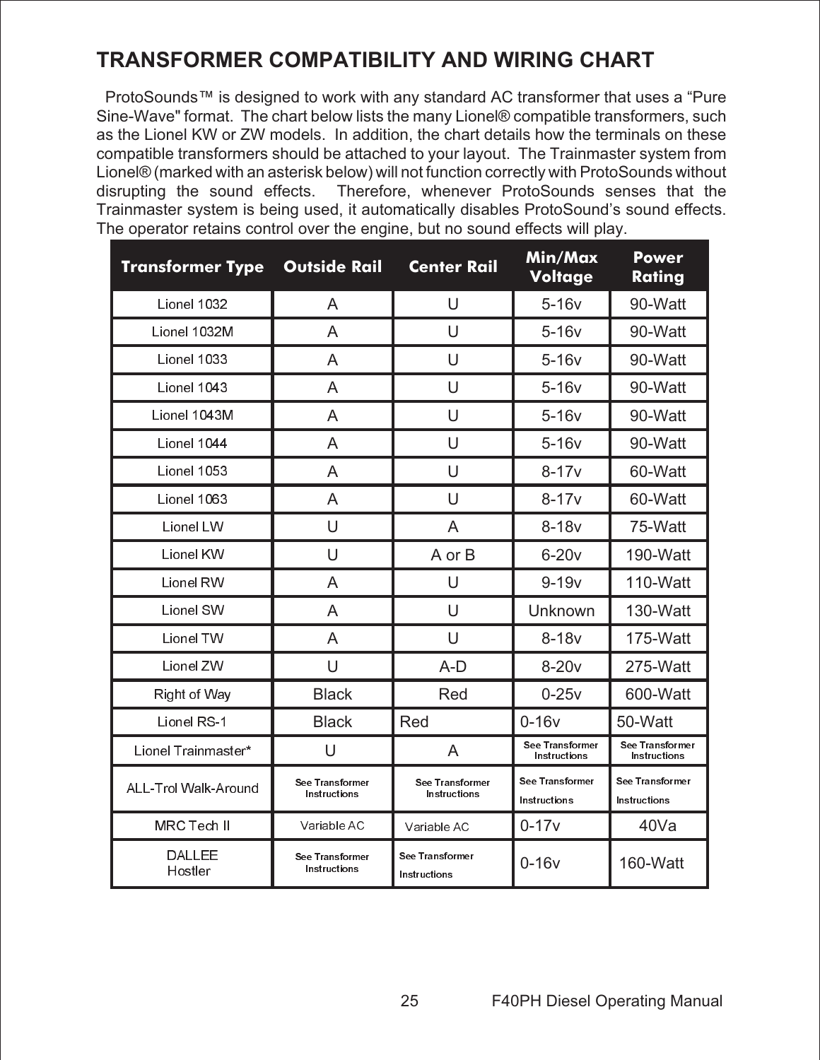## TRANSFORMER COMPATIBILITY AND WIRING CHART

ProtoSounds™ is designed to work with any standard AC transformer that uses a "Pure Sine-Wave" format. The chart below lists the many Lionel® compatible transformers, such as the Lionel KW or ZW models. In addition, the chart details how the terminals on these compatible transformers should be attached to your layout. The Trainmaster system from Lionel® (marked with an asterisk below) will not function correctly with ProtoSounds without disrupting the sound effects. Therefore, whenever ProtoSounds senses that the Trainmaster system is being used, it automatically disables ProtoSound's sound effects. The operator retains control over the engine, but no sound effects will play.

| Transformer Type | Outside Rail | Center Rail | Min/Max Voltage | Power Rating |
|---|---|---|---|---|
| Lionel 1032 | A | U | 5-16v | 90-Watt |
| Lionel 1032M | A | U | 5-16v | 90-Watt |
| Lionel 1033 | A | U | 5-16v | 90-Watt |
| Lionel 1043 | A | U | 5-16v | 90-Watt |
| Lionel 1043M | A | U | 5-16v | 90-Watt |
| Lionel 1044 | A | U | 5-16v | 90-Watt |
| Lionel 1053 | A | U | 8-17v | 60-Watt |
| Lionel 1063 | A | U | 8-17v | 60-Watt |
| Lionel LW | U | A | 8-18v | 75-Watt |
| Lionel KW | U | A or B | 6-20v | 190-Watt |
| Lionel RW | A | U | 9-19v | 110-Watt |
| Lionel SW | A | U | Unknown | 130-Watt |
| Lionel TW | A | U | 8-18v | 175-Watt |
| Lionel ZW | U | A-D | 8-20v | 275-Watt |
| Right of Way | Black | Red | 0-25v | 600-Watt |
| Lionel RS-1 | Black | Red | 0-16v | 50-Watt |
| Lionel Trainmaster* | U | A | See Transformer Instructions | See Transformer Instructions |
| ALL-Trol Walk-Around | See Transformer Instructions | See Transformer Instructions | See Transformer Instructions | See Transformer Instructions |
| MRC Tech II | Variable AC | Variable AC | 0-17v | 40Va |
| DALLEE Hostler | See Transformer Instructions | See Transformer Instructions | 0-16v | 160-Watt |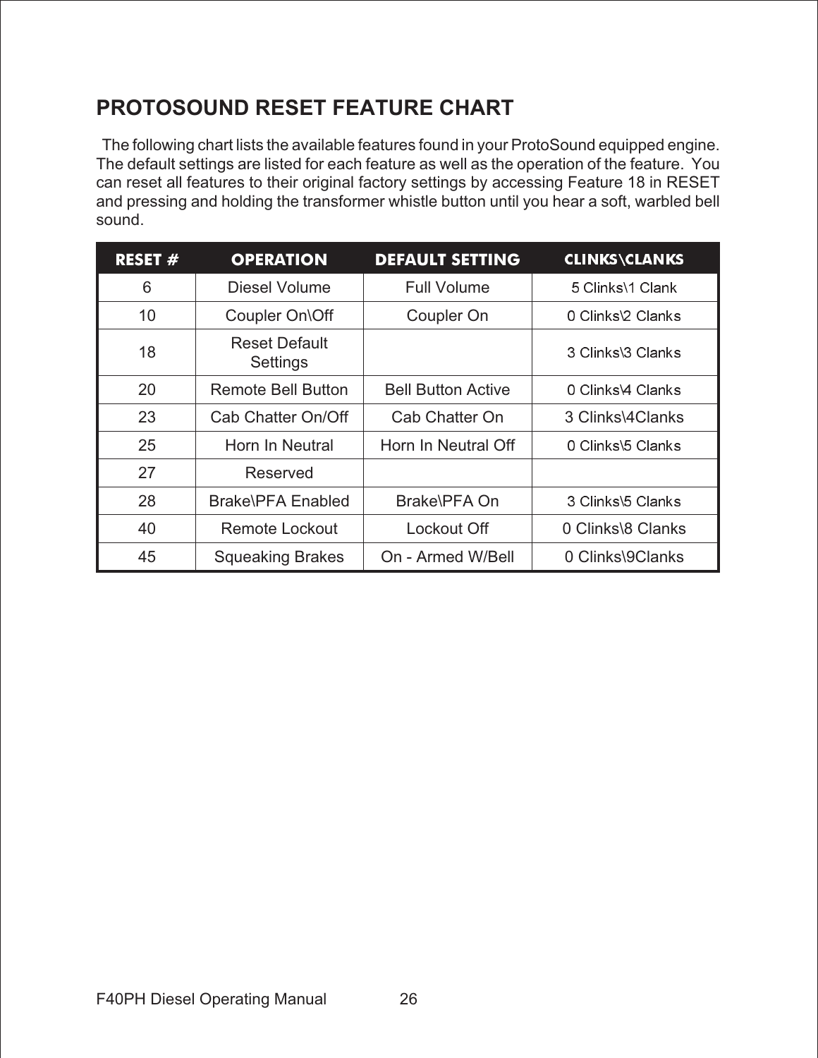# PROTOSOUND RESET FEATURE CHART

The following chart lists the available features found in your ProtoSound equipped engine. The default settings are listed for each feature as well as the operation of the feature. You can reset all features to their original factory settings by accessing Feature 18 in RESET and pressing and holding the transformer whistle button until you hear a soft, warbled bell sound.

| RESET # | OPERATION | DEFAULT SETTING | CLINKS\CLANKS |
|---|---|---|---|
| 6 | Diesel Volume | Full Volume | 5 Clinks\1 Clank |
| 10 | Coupler On\Off | Coupler On | 0 Clinks\2 Clanks |
| 18 | Reset Default Settings | | 3 Clinks\3 Clanks |
| 20 | Remote Bell Button | Bell Button Active | 0 Clinks\4 Clanks |
| 23 | Cab Chatter On/Off | Cab Chatter On | 3 Clinks\4Clanks |
| 25 | Horn In Neutral | Horn In Neutral Off | 0 Clinks\5 Clanks |
| 27 | Reserved | | |
| 28 | Brake\PFA Enabled | Brake\PFA On | 3 Clinks\5 Clanks |
| 40 | Remote Lockout | Lockout Off | 0 Clinks\8 Clanks |
| 45 | Squeaking Brakes | On - Armed W/Bell | 0 Clinks\9Clanks |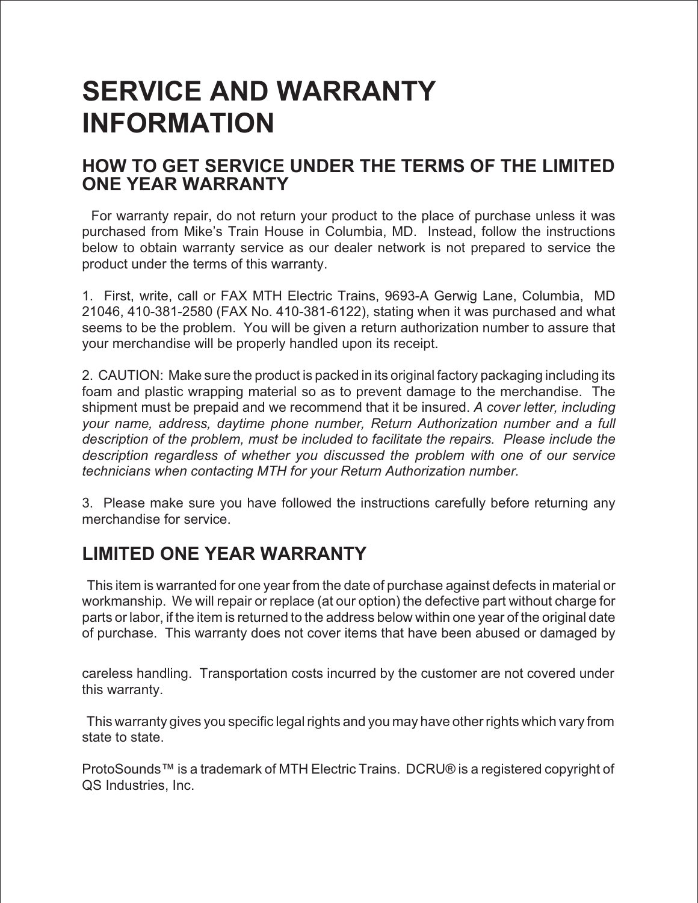# SERVICE AND WARRANTY INFORMATION

## HOW TO GET SERVICE UNDER THE TERMS OF THE LIMITED ONE YEAR WARRANTY

For warranty repair, do not return your product to the place of purchase unless it was purchased from Mike's Train House in Columbia, MD. Instead, follow the instructions below to obtain warranty service as our dealer network is not prepared to service the product under the terms of this warranty.

1. First, write, call or FAX MTH Electric Trains, 9693-A Gerwig Lane, Columbia, MD 21046, 410-381-2580 (FAX No. 410-381-6122), stating when it was purchased and what seems to be the problem. You will be given a return authorization number to assure that your merchandise will be properly handled upon its receipt.

2. CAUTION: Make sure the product is packed in its original factory packaging including its foam and plastic wrapping material so as to prevent damage to the merchandise. The shipment must be prepaid and we recommend that it be insured. *A cover letter, including your name, address, daytime phone number, Return Authorization number and a full description of the problem, must be included to facilitate the repairs. Please include the description regardless of whether you discussed the problem with one of our service technicians when contacting MTH for your Return Authorization number.*

3. Please make sure you have followed the instructions carefully before returning any merchandise for service.

## LIMITED ONE YEAR WARRANTY

This item is warranted for one year from the date of purchase against defects in material or workmanship. We will repair or replace (at our option) the defective part without charge for parts or labor, if the item is returned to the address below within one year of the original date of purchase. This warranty does not cover items that have been abused or damaged by careless handling. Transportation costs incurred by the customer are not covered under this warranty.

This warranty gives you specific legal rights and you may have other rights which vary from state to state.

ProtoSounds™ is a trademark of MTH Electric Trains. DCRU® is a registered copyright of QS Industries, Inc.